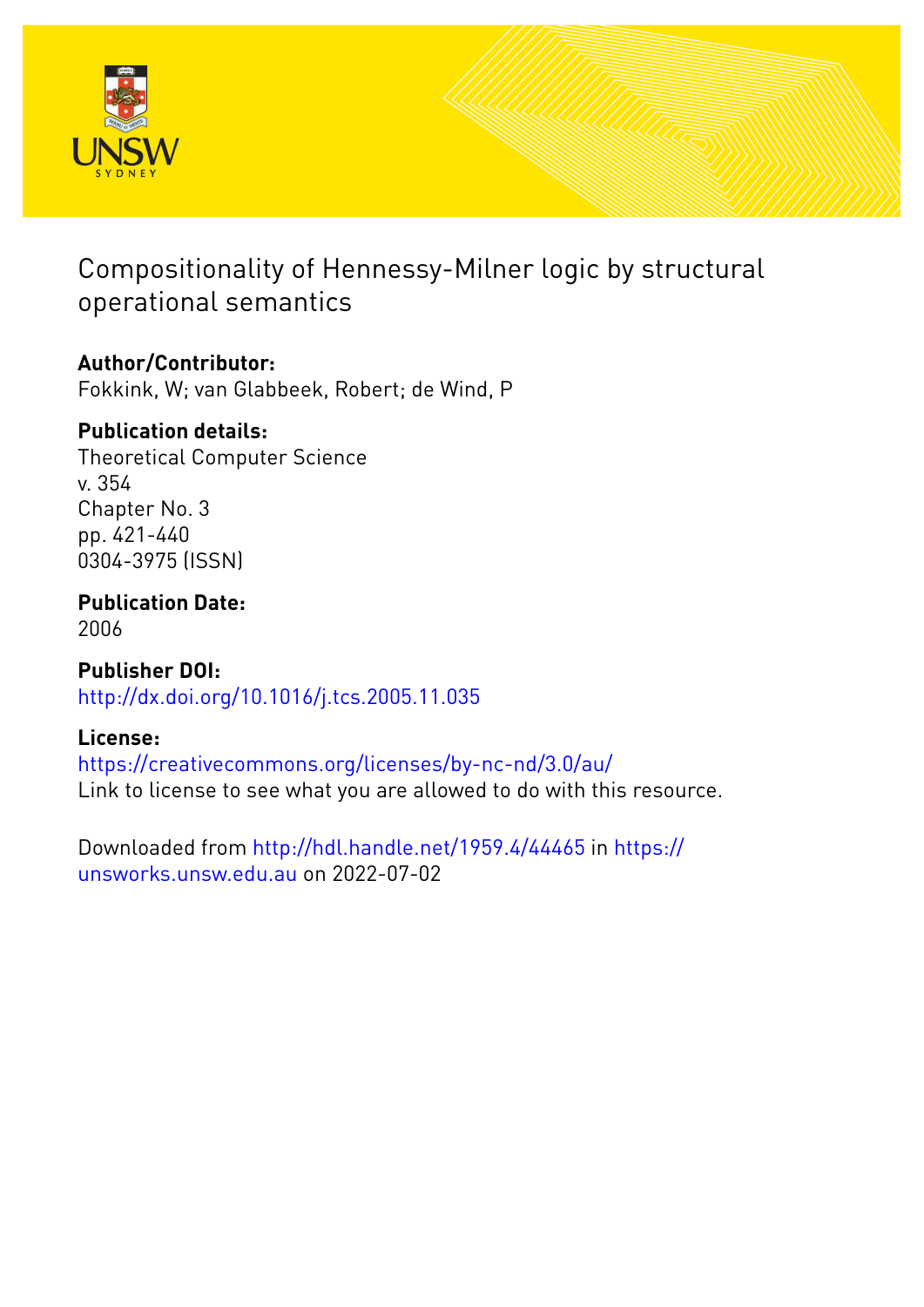# Compositionality of Hennessy-Milner logic by structural operational semantics

**Author/Contributor:**
Fokkink, W; van Glabbeek, Robert; de Wind, P

**Publication details:**
Theoretical Computer Science
v. 354
Chapter No. 3
pp. 421-440
0304-3975 (ISSN)

**Publication Date:**
2006

**Publisher DOI:**
http://dx.doi.org/10.1016/j.tcs.2005.11.035

**License:**
https://creativecommons.org/licenses/by-nc-nd/3.0/au/
Link to license to see what you are allowed to do with this resource.

Downloaded from http://hdl.handle.net/1959.4/44465 in https://unsworks.unsw.edu.au on 2022-07-02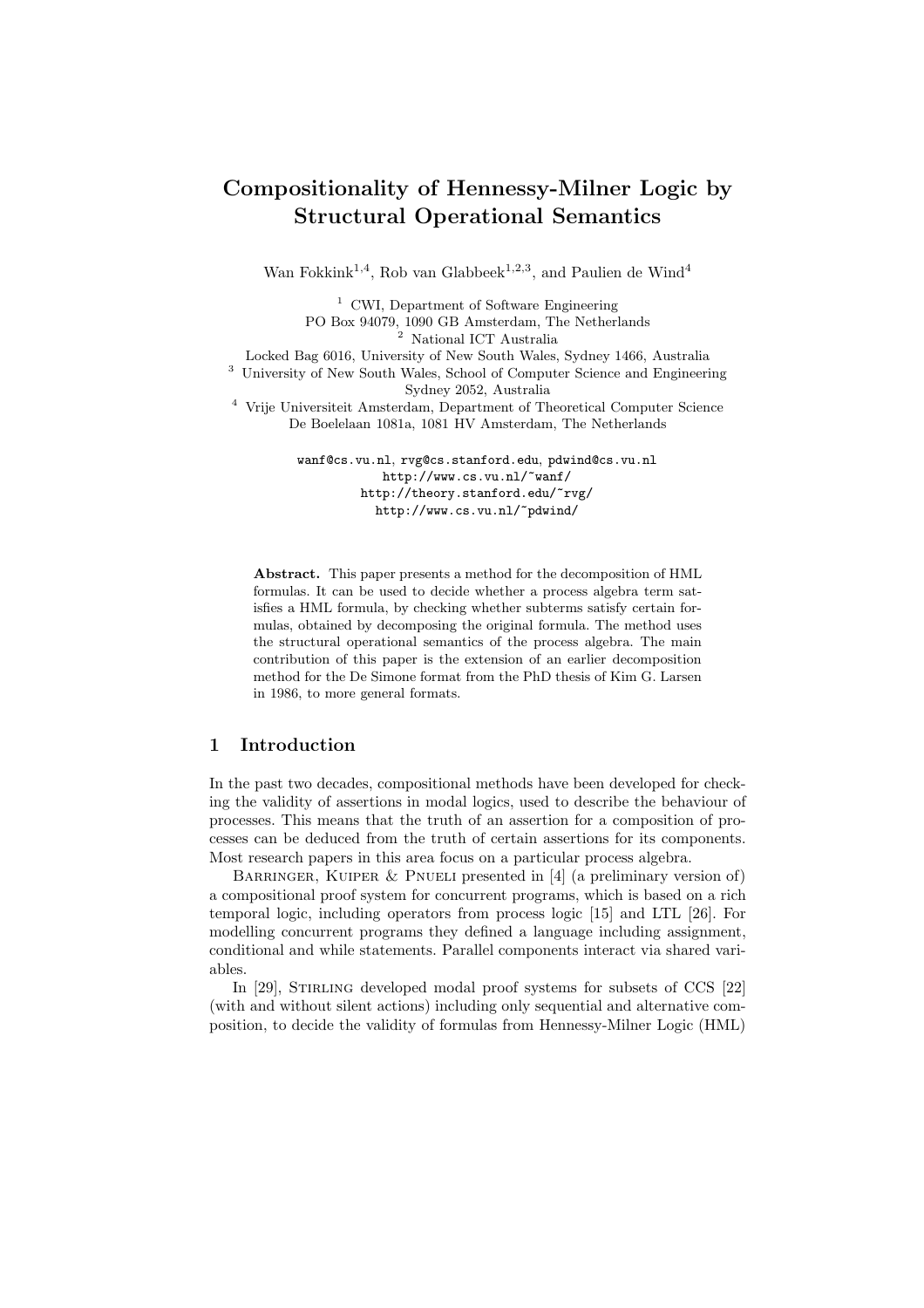# Compositionality of Hennessy-Milner Logic by Structural Operational Semantics

Wan Fokkink[1,4], Rob van Glabbeek[1,2,3], and Paulien de Wind[4]

[1] CWI, Department of Software Engineering
PO Box 94079, 1090 GB Amsterdam, The Netherlands
[2] National ICT Australia
Locked Bag 6016, University of New South Wales, Sydney 1466, Australia
[3] University of New South Wales, School of Computer Science and Engineering
Sydney 2052, Australia
[4] Vrije Universiteit Amsterdam, Department of Theoretical Computer Science
De Boelelaan 1081a, 1081 HV Amsterdam, The Netherlands

wanf@cs.vu.nl, rvg@cs.stanford.edu, pdwind@cs.vu.nl
http://www.cs.vu.nl/~wanf/
http://theory.stanford.edu/~rvg/
http://www.cs.vu.nl/~pdwind/

**Abstract.** This paper presents a method for the decomposition of HML formulas. It can be used to decide whether a process algebra term satisfies a HML formula, by checking whether subterms satisfy certain formulas, obtained by decomposing the original formula. The method uses the structural operational semantics of the process algebra. The main contribution of this paper is the extension of an earlier decomposition method for the De Simone format from the PhD thesis of Kim G. Larsen in 1986, to more general formats.

## 1 Introduction

In the past two decades, compositional methods have been developed for checking the validity of assertions in modal logics, used to describe the behaviour of processes. This means that the truth of an assertion for a composition of processes can be deduced from the truth of certain assertions for its components. Most research papers in this area focus on a particular process algebra.

Barringer, Kuiper & Pnueli presented in [4] (a preliminary version of) a compositional proof system for concurrent programs, which is based on a rich temporal logic, including operators from process logic [15] and LTL [26]. For modelling concurrent programs they defined a language including assignment, conditional and while statements. Parallel components interact via shared variables.

In [29], Stirling developed modal proof systems for subsets of CCS [22] (with and without silent actions) including only sequential and alternative composition, to decide the validity of formulas from Hennessy-Milner Logic (HML)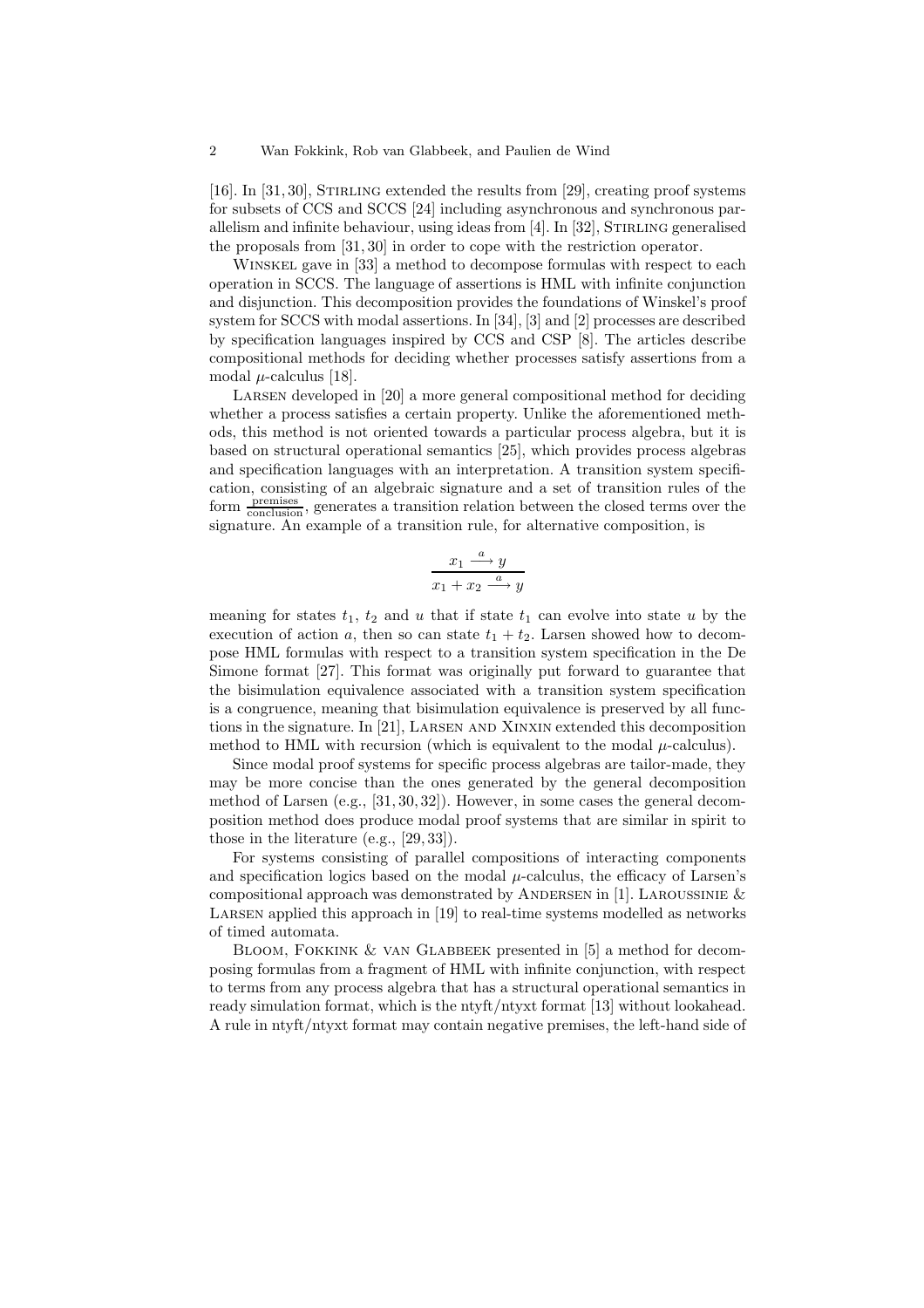[16]. In [31, 30], Stirling extended the results from [29], creating proof systems for subsets of CCS and SCCS [24] including asynchronous and synchronous parallelism and infinite behaviour, using ideas from [4]. In [32], Stirling generalised the proposals from [31, 30] in order to cope with the restriction operator.

Winskel gave in [33] a method to decompose formulas with respect to each operation in SCCS. The language of assertions is HML with infinite conjunction and disjunction. This decomposition provides the foundations of Winskel's proof system for SCCS with modal assertions. In [34], [3] and [2] processes are described by specification languages inspired by CCS and CSP [8]. The articles describe compositional methods for deciding whether processes satisfy assertions from a modal $\mu$-calculus [18].

Larsen developed in [20] a more general compositional method for deciding whether a process satisfies a certain property. Unlike the aforementioned methods, this method is not oriented towards a particular process algebra, but it is based on structural operational semantics [25], which provides process algebras and specification languages with an interpretation. A transition system specification, consisting of an algebraic signature and a set of transition rules of the form $\frac{\text{premises}}{\text{conclusion}}$, generates a transition relation between the closed terms over the signature. An example of a transition rule, for alternative composition, is

$$\frac{x_1 \xrightarrow{a} y}{x_1 + x_2 \xrightarrow{a} y}$$

meaning for states $t_1$, $t_2$ and $u$ that if state $t_1$ can evolve into state $u$ by the execution of action $a$, then so can state $t_1 + t_2$. Larsen showed how to decompose HML formulas with respect to a transition system specification in the De Simone format [27]. This format was originally put forward to guarantee that the bisimulation equivalence associated with a transition system specification is a congruence, meaning that bisimulation equivalence is preserved by all functions in the signature. In [21], Larsen and Xinxin extended this decomposition method to HML with recursion (which is equivalent to the modal $\mu$-calculus).

Since modal proof systems for specific process algebras are tailor-made, they may be more concise than the ones generated by the general decomposition method of Larsen (e.g., [31, 30, 32]). However, in some cases the general decomposition method does produce modal proof systems that are similar in spirit to those in the literature (e.g., [29, 33]).

For systems consisting of parallel compositions of interacting components and specification logics based on the modal $\mu$-calculus, the efficacy of Larsen's compositional approach was demonstrated by Andersen in [1]. Laroussinie & Larsen applied this approach in [19] to real-time systems modelled as networks of timed automata.

Bloom, Fokkink & van Glabbeek presented in [5] a method for decomposing formulas from a fragment of HML with infinite conjunction, with respect to terms from any process algebra that has a structural operational semantics in ready simulation format, which is the ntyft/ntyxt format [13] without lookahead. A rule in ntyft/ntyxt format may contain negative premises, the left-hand side of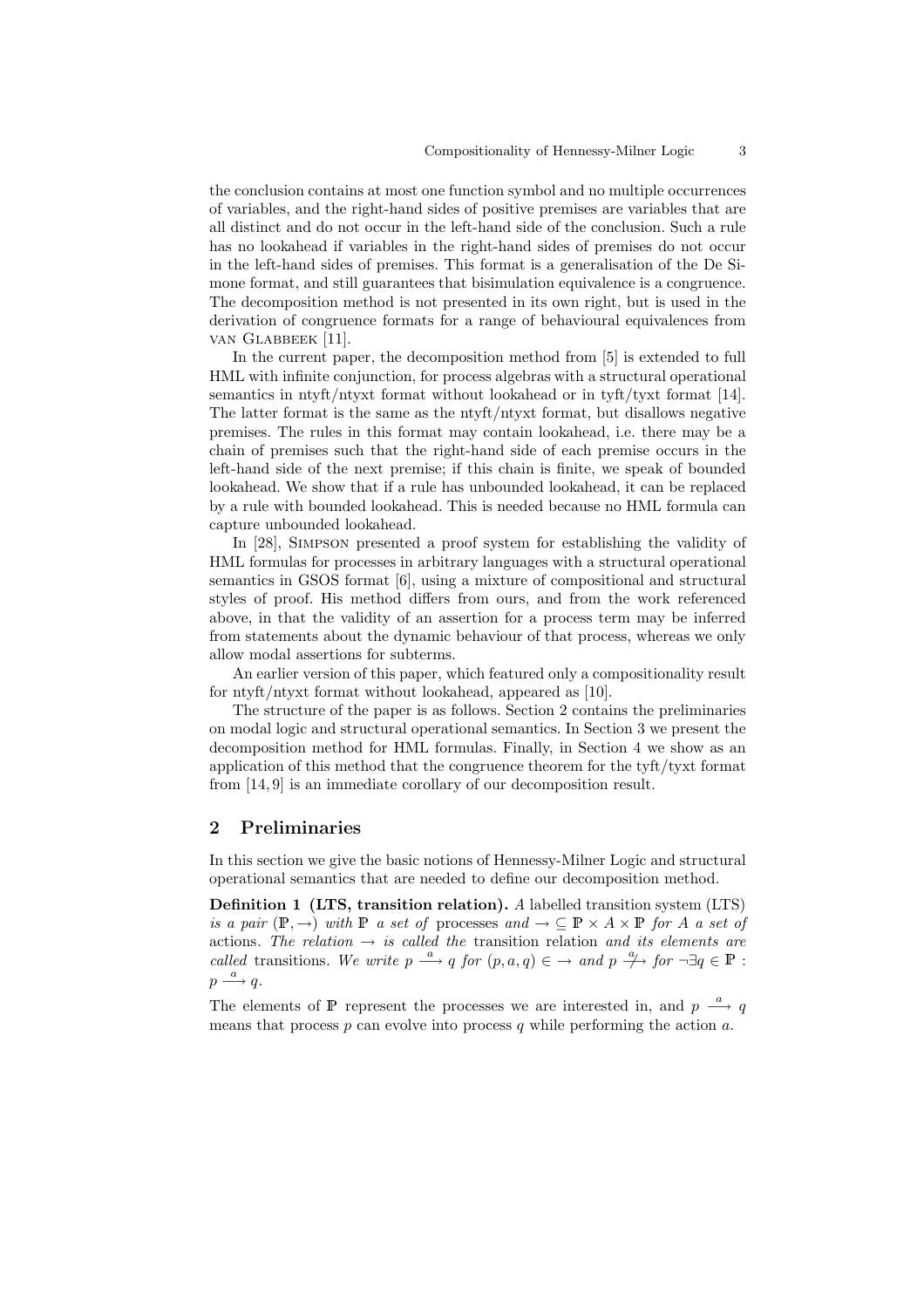the conclusion contains at most one function symbol and no multiple occurrences of variables, and the right-hand sides of positive premises are variables that are all distinct and do not occur in the left-hand side of the conclusion. Such a rule has no lookahead if variables in the right-hand sides of premises do not occur in the left-hand sides of premises. This format is a generalisation of the De Simone format, and still guarantees that bisimulation equivalence is a congruence. The decomposition method is not presented in its own right, but is used in the derivation of congruence formats for a range of behavioural equivalences from van Glabbeek [11].

In the current paper, the decomposition method from [5] is extended to full HML with infinite conjunction, for process algebras with a structural operational semantics in ntyft/ntyxt format without lookahead or in tyft/tyxt format [14]. The latter format is the same as the ntyft/ntyxt format, but disallows negative premises. The rules in this format may contain lookahead, i.e. there may be a chain of premises such that the right-hand side of each premise occurs in the left-hand side of the next premise; if this chain is finite, we speak of bounded lookahead. We show that if a rule has unbounded lookahead, it can be replaced by a rule with bounded lookahead. This is needed because no HML formula can capture unbounded lookahead.

In [28], Simpson presented a proof system for establishing the validity of HML formulas for processes in arbitrary languages with a structural operational semantics in GSOS format [6], using a mixture of compositional and structural styles of proof. His method differs from ours, and from the work referenced above, in that the validity of an assertion for a process term may be inferred from statements about the dynamic behaviour of that process, whereas we only allow modal assertions for subterms.

An earlier version of this paper, which featured only a compositionality result for ntyft/ntyxt format without lookahead, appeared as [10].

The structure of the paper is as follows. Section 2 contains the preliminaries on modal logic and structural operational semantics. In Section 3 we present the decomposition method for HML formulas. Finally, in Section 4 we show as an application of this method that the congruence theorem for the tyft/tyxt format from [14, 9] is an immediate corollary of our decomposition result.

## 2 Preliminaries

In this section we give the basic notions of Hennessy-Milner Logic and structural operational semantics that are needed to define our decomposition method.

**Definition 1 (LTS, transition relation).** *A* labelled transition system (LTS) *is a pair* $(\mathbb{P}, \rightarrow)$ *with* $\mathbb{P}$ *a set of* processes *and* $\rightarrow \subseteq \mathbb{P} \times A \times \mathbb{P}$ *for* $A$ *a set of* actions. *The relation* $\rightarrow$ *is called the* transition relation *and its elements are called* transitions. *We write* $p \xrightarrow{a} q$ *for* $(p, a, q) \in \rightarrow$ *and* $p \stackrel{a}{\not\rightarrow}$ *for* $\neg \exists q \in \mathbb{P} : p \xrightarrow{a} q$.

The elements of $\mathbb{P}$ represent the processes we are interested in, and $p \xrightarrow{a} q$ means that process $p$ can evolve into process $q$ while performing the action $a$.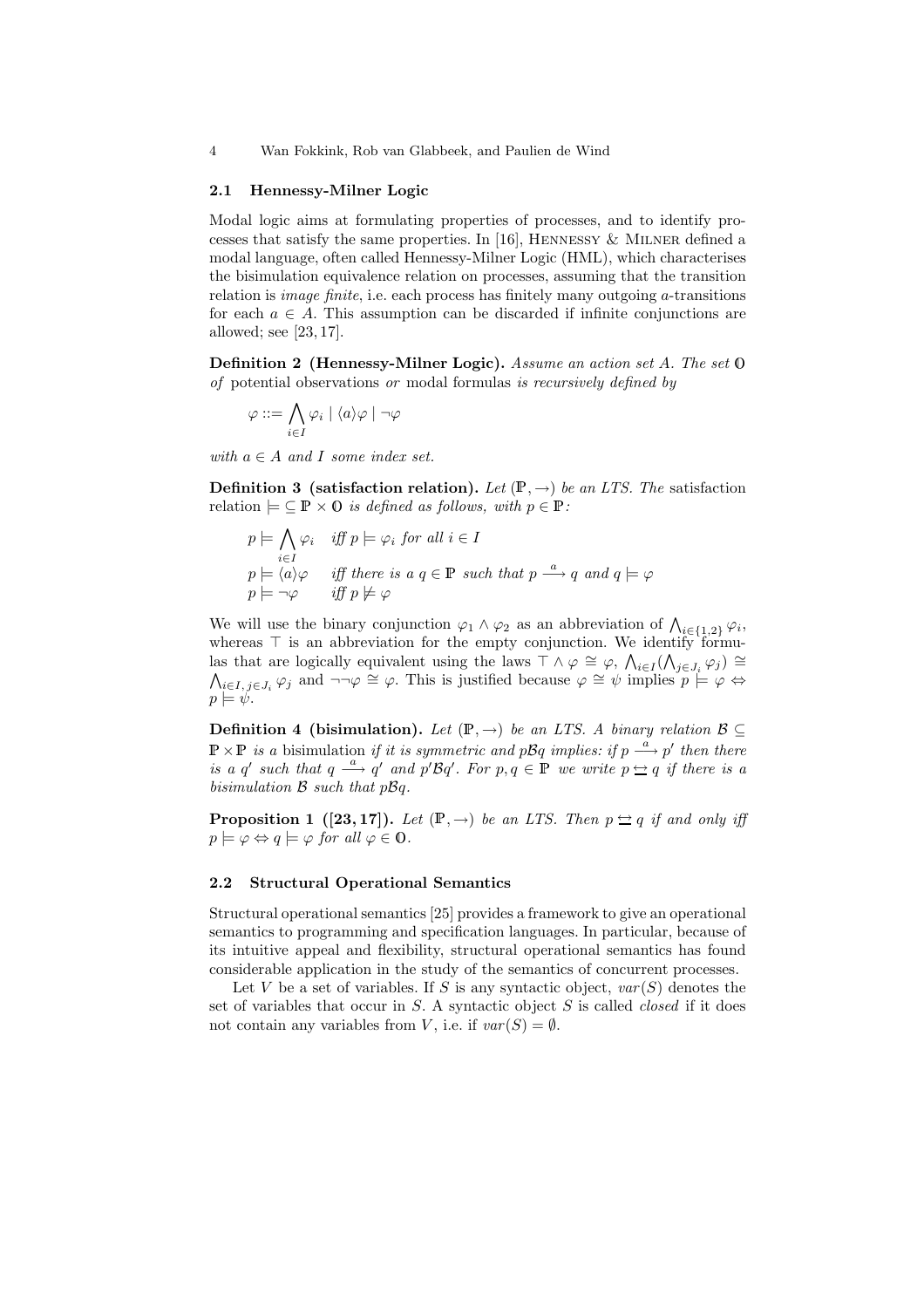### 2.1 Hennessy-Milner Logic

Modal logic aims at formulating properties of processes, and to identify processes that satisfy the same properties. In [16], Hennessy & Milner defined a modal language, often called Hennessy-Milner Logic (HML), which characterises the bisimulation equivalence relation on processes, assuming that the transition relation is *image finite*, i.e. each process has finitely many outgoing $a$-transitions for each $a \in A$. This assumption can be discarded if infinite conjunctions are allowed; see [23, 17].

**Definition 2 (Hennessy-Milner Logic).** *Assume an action set $A$. The set $\mathbb{O}$ of* potential observations *or* modal formulas *is recursively defined by*

$$\varphi ::= \bigwedge_{i \in I} \varphi_i \mid \langle a \rangle \varphi \mid \neg \varphi$$

*with $a \in A$ and $I$ some index set.*

**Definition 3 (satisfaction relation).** *Let $(\mathbb{P}, \rightarrow)$ be an LTS. The* satisfaction relation *$\models \subseteq \mathbb{P} \times \mathbb{O}$ is defined as follows, with $p \in \mathbb{P}$:*

$$\begin{array}{ll} p \models \bigwedge_{i \in I} \varphi_i & \textit{iff } p \models \varphi_i \textit{ for all } i \in I \\ p \models \langle a \rangle \varphi & \textit{iff there is a } q \in \mathbb{P} \textit{ such that } p \xrightarrow{a} q \textit{ and } q \models \varphi \\ p \models \neg \varphi & \textit{iff } p \not\models \varphi \end{array}$$

We will use the binary conjunction $\varphi_1 \wedge \varphi_2$ as an abbreviation of $\bigwedge_{i \in \{1,2\}} \varphi_i$, whereas $\top$ is an abbreviation for the empty conjunction. We identify formulas that are logically equivalent using the laws $\top \wedge \varphi \cong \varphi$, $\bigwedge_{i \in I}(\bigwedge_{j \in J_i} \varphi_j) \cong \bigwedge_{i \in I,\, j \in J_i} \varphi_j$ and $\neg\neg\varphi \cong \varphi$. This is justified because $\varphi \cong \psi$ implies $p \models \varphi \Leftrightarrow p \models \psi$.

**Definition 4 (bisimulation).** *Let $(\mathbb{P}, \rightarrow)$ be an LTS. A binary relation $\mathcal{B} \subseteq \mathbb{P} \times \mathbb{P}$ is a* bisimulation *if it is symmetric and $p\mathcal{B}q$ implies: if $p \xrightarrow{a} p'$ then there is a $q'$ such that $q \xrightarrow{a} q'$ and $p'\mathcal{B}q'$. For $p, q \in \mathbb{P}$ we write $p \leftrightarrows q$ if there is a bisimulation $\mathcal{B}$ such that $p\mathcal{B}q$.*

**Proposition 1 ([23, 17]).** *Let $(\mathbb{P}, \rightarrow)$ be an LTS. Then $p \leftrightarrows q$ if and only if $p \models \varphi \Leftrightarrow q \models \varphi$ for all $\varphi \in \mathbb{O}$.*

### 2.2 Structural Operational Semantics

Structural operational semantics [25] provides a framework to give an operational semantics to programming and specification languages. In particular, because of its intuitive appeal and flexibility, structural operational semantics has found considerable application in the study of the semantics of concurrent processes.

Let $V$ be a set of variables. If $S$ is any syntactic object, $var(S)$ denotes the set of variables that occur in $S$. A syntactic object $S$ is called *closed* if it does not contain any variables from $V$, i.e. if $var(S) = \emptyset$.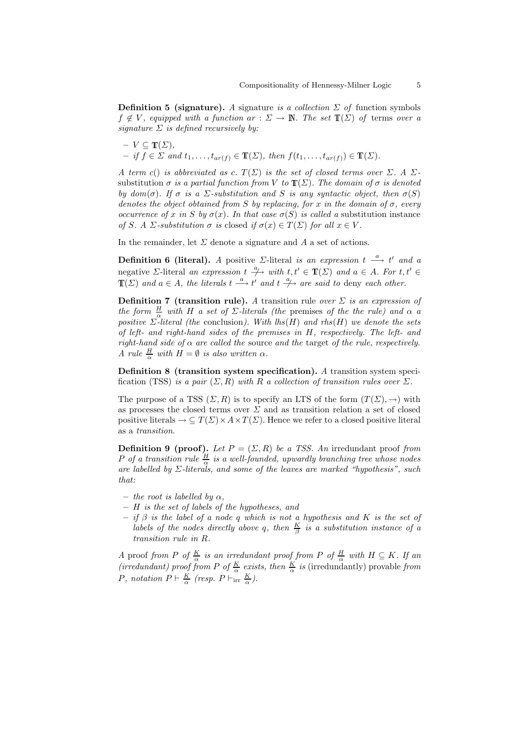**Definition 5 (signature).** *A* signature *is a collection $\Sigma$ of* function symbols *$f \notin V$, equipped with a function $ar : \Sigma \to \mathbb{N}$. The set $\mathbb{T}(\Sigma)$ of* terms *over a signature $\Sigma$ is defined recursively by:*

- *$V \subseteq \mathbb{T}(\Sigma)$,*
- *if $f \in \Sigma$ and $t_1, \ldots, t_{ar(f)} \in \mathbb{T}(\Sigma)$, then $f(t_1, \ldots, t_{ar(f)}) \in \mathbb{T}(\Sigma)$.*

*A term $c()$ is abbreviated as $c$. $T(\Sigma)$ is the set of closed terms over $\Sigma$. A $\Sigma$-*substitution *$\sigma$ is a partial function from $V$ to $\mathbb{T}(\Sigma)$. The domain of $\sigma$ is denoted by $dom(\sigma)$. If $\sigma$ is a $\Sigma$-substitution and $S$ is any syntactic object, then $\sigma(S)$ denotes the object obtained from $S$ by replacing, for $x$ in the domain of $\sigma$, every occurrence of $x$ in $S$ by $\sigma(x)$. In that case $\sigma(S)$ is called a* substitution instance *of $S$. A $\Sigma$-substitution $\sigma$ is* closed *if $\sigma(x) \in T(\Sigma)$ for all $x \in V$.*

In the remainder, let $\Sigma$ denote a signature and $A$ a set of actions.

**Definition 6 (literal).** *A* positive $\Sigma$-literal *is an expression $t \xrightarrow{a} t'$ and a* negative $\Sigma$-literal *an expression $t \stackrel{a}{\not\rightarrow}$ with $t, t' \in \mathbb{T}(\Sigma)$ and $a \in A$. For $t, t' \in \mathbb{T}(\Sigma)$ and $a \in A$, the literals $t \xrightarrow{a} t'$ and $t \stackrel{a}{\not\rightarrow}$ are said to* deny *each other.*

**Definition 7 (transition rule).** *A* transition rule *over $\Sigma$ is an expression of the form $\frac{H}{\alpha}$ with $H$ a set of $\Sigma$-literals (the* premises *of the the rule) and $\alpha$ a positive $\Sigma$-literal (the* conclusion*). With $lhs(H)$ and $rhs(H)$ we denote the sets of left- and right-hand sides of the premises in $H$, respectively. The left- and right-hand side of $\alpha$ are called the* source *and the* target *of the rule, respectively. A rule $\frac{H}{\alpha}$ with $H = \emptyset$ is also written $\alpha$.*

**Definition 8 (transition system specification).** *A* transition system specification (TSS) *is a pair $(\Sigma, R)$ with $R$ a collection of transition rules over $\Sigma$.*

The purpose of a TSS $(\Sigma, R)$ is to specify an LTS of the form $(T(\Sigma), \rightarrow)$ with as processes the closed terms over $\Sigma$ and as transition relation a set of closed positive literals $\rightarrow \subseteq T(\Sigma) \times A \times T(\Sigma)$. Hence we refer to a closed positive literal as a *transition*.

**Definition 9 (proof).** *Let $P = (\Sigma, R)$ be a TSS. An* irredundant proof *from $P$ of a transition rule $\frac{H}{\alpha}$ is a well-founded, upwardly branching tree whose nodes are labelled by $\Sigma$-literals, and some of the leaves are marked "hypothesis", such that:*

- *the root is labelled by $\alpha$,*
- *$H$ is the set of labels of the hypotheses, and*
- *if $\beta$ is the label of a node $q$ which is not a hypothesis and $K$ is the set of labels of the nodes directly above $q$, then $\frac{K}{\beta}$ is a substitution instance of a transition rule in $R$.*

*A* proof *from $P$ of $\frac{K}{\alpha}$ is an irredundant proof from $P$ of $\frac{H}{\alpha}$ with $H \subseteq K$. If an (irredundant) proof from $P$ of $\frac{K}{\alpha}$ exists, then $\frac{K}{\alpha}$ is* (irredundantly) provable *from $P$, notation $P \vdash \frac{K}{\alpha}$ (resp. $P \vdash_{\mathrm{irr}} \frac{K}{\alpha}$).*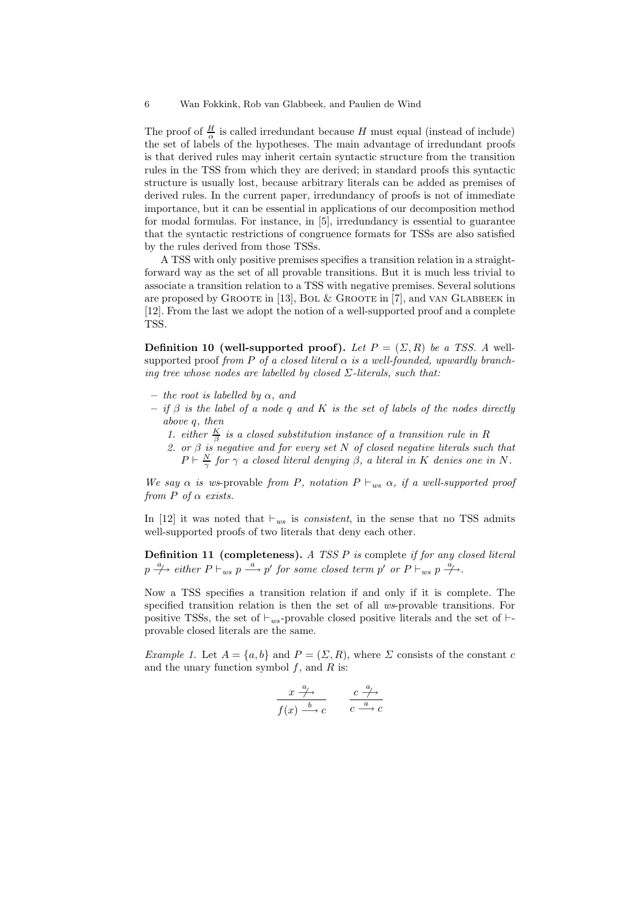The proof of $\frac{H}{\alpha}$ is called irredundant because $H$ must equal (instead of include) the set of labels of the hypotheses. The main advantage of irredundant proofs is that derived rules may inherit certain syntactic structure from the transition rules in the TSS from which they are derived; in standard proofs this syntactic structure is usually lost, because arbitrary literals can be added as premises of derived rules. In the current paper, irredundancy of proofs is not of immediate importance, but it can be essential in applications of our decomposition method for modal formulas. For instance, in [5], irredundancy is essential to guarantee that the syntactic restrictions of congruence formats for TSSs are also satisfied by the rules derived from those TSSs.

A TSS with only positive premises specifies a transition relation in a straightforward way as the set of all provable transitions. But it is much less trivial to associate a transition relation to a TSS with negative premises. Several solutions are proposed by Groote in [13], Bol & Groote in [7], and van Glabbeek in [12]. From the last we adopt the notion of a well-supported proof and a complete TSS.

**Definition 10 (well-supported proof).** *Let $P = (\Sigma, R)$ be a TSS. A* well-supported proof *from $P$ of a closed literal $\alpha$ is a well-founded, upwardly branching tree whose nodes are labelled by closed $\Sigma$-literals, such that:*

- *the root is labelled by $\alpha$, and*
- *if $\beta$ is the label of a node $q$ and $K$ is the set of labels of the nodes directly above $q$, then*
  1. *either $\frac{K}{\beta}$ is a closed substitution instance of a transition rule in $R$*
  2. *or $\beta$ is negative and for every set $N$ of closed negative literals such that $P \vdash \frac{N}{\gamma}$ for $\gamma$ a closed literal denying $\beta$, a literal in $K$ denies one in $N$.*

*We say $\alpha$ is ws-*provable *from $P$, notation $P \vdash_{ws} \alpha$, if a well-supported proof from $P$ of $\alpha$ exists.*

In [12] it was noted that $\vdash_{ws}$ is *consistent*, in the sense that no TSS admits well-supported proofs of two literals that deny each other.

**Definition 11 (completeness).** *A TSS $P$ is* complete *if for any closed literal $p \stackrel{a}{\not\longrightarrow}$ either $P \vdash_{ws} p \stackrel{a}{\longrightarrow} p'$ for some closed term $p'$ or $P \vdash_{ws} p \stackrel{a}{\not\longrightarrow}$.*

Now a TSS specifies a transition relation if and only if it is complete. The specified transition relation is then the set of all *ws*-provable transitions. For positive TSSs, the set of $\vdash_{ws}$-provable closed positive literals and the set of $\vdash$-provable closed literals are the same.

*Example 1.* Let $A = \{a, b\}$ and $P = (\Sigma, R)$, where $\Sigma$ consists of the constant $c$ and the unary function symbol $f$, and $R$ is:

$$\frac{x \stackrel{a}{\not\longrightarrow}}{f(x) \stackrel{b}{\longrightarrow} c} \qquad \frac{c \stackrel{a}{\not\longrightarrow}}{c \stackrel{a}{\longrightarrow} c}$$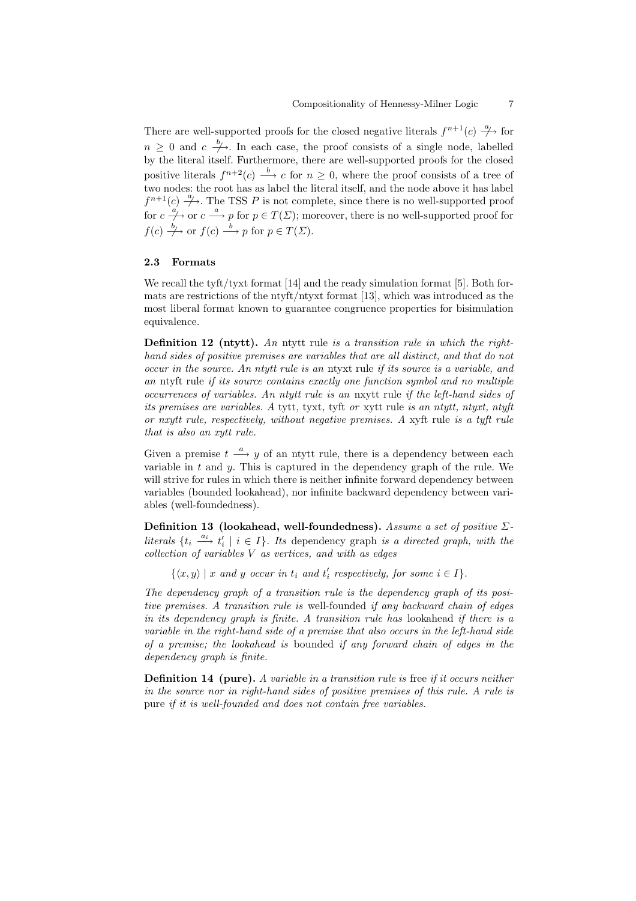There are well-supported proofs for the closed negative literals $f^{n+1}(c) \stackrel{a}{\nrightarrow}$ for $n \geq 0$ and $c \stackrel{b}{\nrightarrow}$. In each case, the proof consists of a single node, labelled by the literal itself. Furthermore, there are well-supported proofs for the closed positive literals $f^{n+2}(c) \stackrel{b}{\longrightarrow} c$ for $n \geq 0$, where the proof consists of a tree of two nodes: the root has as label the literal itself, and the node above it has label $f^{n+1}(c) \stackrel{a}{\nrightarrow}$. The TSS $P$ is not complete, since there is no well-supported proof for $c \stackrel{a}{\nrightarrow}$ or $c \stackrel{a}{\longrightarrow} p$ for $p \in T(\Sigma)$; moreover, there is no well-supported proof for $f(c) \stackrel{b}{\nrightarrow}$ or $f(c) \stackrel{b}{\longrightarrow} p$ for $p \in T(\Sigma)$.

### 2.3 Formats

We recall the tyft/tyxt format [14] and the ready simulation format [5]. Both formats are restrictions of the ntyft/ntyxt format [13], which was introduced as the most liberal format known to guarantee congruence properties for bisimulation equivalence.

**Definition 12 (ntytt).** *An* ntytt rule *is a transition rule in which the right-hand sides of positive premises are variables that are all distinct, and that do not occur in the source. An ntytt rule is an* ntyxt rule *if its source is a variable, and an* ntyft rule *if its source contains exactly one function symbol and no multiple occurrences of variables. An ntytt rule is an* nxytt rule *if the left-hand sides of its premises are variables. A* tytt, tyxt, tyft *or* xytt rule *is an ntytt, ntyxt, ntyft or nxytt rule, respectively, without negative premises. A* xyft rule *is a tyft rule that is also an xytt rule.*

Given a premise $t \stackrel{a}{\longrightarrow} y$ of an ntytt rule, there is a dependency between each variable in $t$ and $y$. This is captured in the dependency graph of the rule. We will strive for rules in which there is neither infinite forward dependency between variables (bounded lookahead), nor infinite backward dependency between variables (well-foundedness).

**Definition 13 (lookahead, well-foundedness).** *Assume a set of positive $\Sigma$-literals $\{t_i \stackrel{a_i}{\longrightarrow} t_i' \mid i \in I\}$. Its* dependency graph *is a directed graph, with the collection of variables $V$ as vertices, and with as edges*

$$\{\langle x, y\rangle \mid x \text{ and } y \text{ occur in } t_i \text{ and } t_i' \text{ respectively, for some } i \in I\}.$$

*The dependency graph of a transition rule is the dependency graph of its positive premises. A transition rule is* well-founded *if any backward chain of edges in its dependency graph is finite. A transition rule has* lookahead *if there is a variable in the right-hand side of a premise that also occurs in the left-hand side of a premise; the lookahead is* bounded *if any forward chain of edges in the dependency graph is finite.*

**Definition 14 (pure).** *A variable in a transition rule is* free *if it occurs neither in the source nor in right-hand sides of positive premises of this rule. A rule is* pure *if it is well-founded and does not contain free variables.*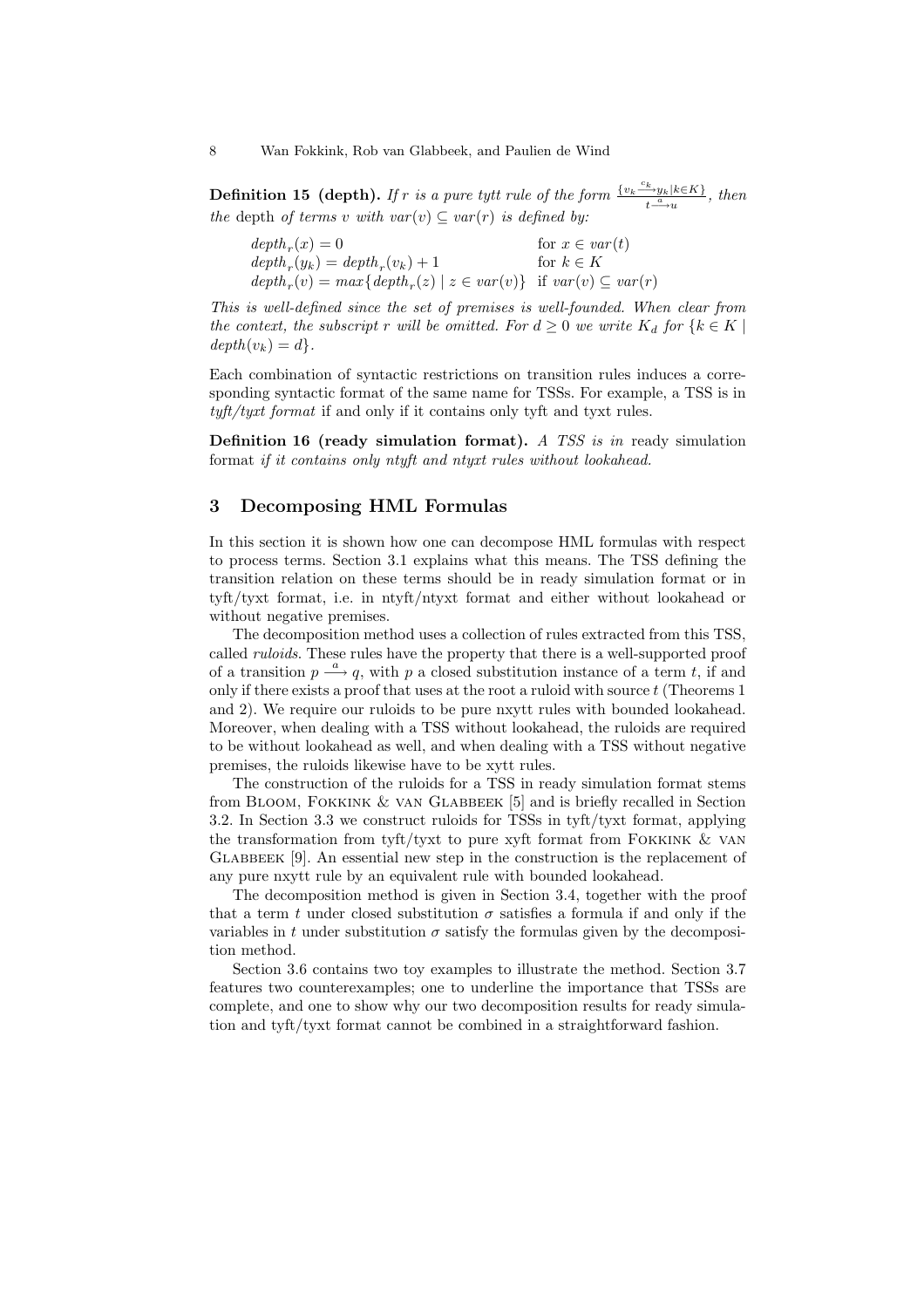**Definition 15 (depth).** *If $r$ is a pure tytt rule of the form $\frac{\{v_k \xrightarrow{c_k} y_k \mid k \in K\}}{t \xrightarrow{a} u}$, then the* depth *of terms $v$ with $var(v) \subseteq var(r)$ is defined by:*

$$
\begin{array}{ll}
depth_r(x) = 0 & \text{for } x \in var(t) \\
depth_r(y_k) = depth_r(v_k) + 1 & \text{for } k \in K \\
depth_r(v) = max\{depth_r(z) \mid z \in var(v)\} & \text{if } var(v) \subseteq var(r)
\end{array}
$$

*This is well-defined since the set of premises is well-founded. When clear from the context, the subscript $r$ will be omitted. For $d \geq 0$ we write $K_d$ for $\{k \in K \mid depth(v_k) = d\}$.*

Each combination of syntactic restrictions on transition rules induces a corresponding syntactic format of the same name for TSSs. For example, a TSS is in *tyft/tyxt format* if and only if it contains only tyft and tyxt rules.

**Definition 16 (ready simulation format).** *A TSS is in* ready simulation format *if it contains only ntyft and ntyxt rules without lookahead.*

## 3 Decomposing HML Formulas

In this section it is shown how one can decompose HML formulas with respect to process terms. Section 3.1 explains what this means. The TSS defining the transition relation on these terms should be in ready simulation format or in tyft/tyxt format, i.e. in ntyft/ntyxt format and either without lookahead or without negative premises.

The decomposition method uses a collection of rules extracted from this TSS, called *ruloids*. These rules have the property that there is a well-supported proof of a transition $p \xrightarrow{a} q$, with $p$ a closed substitution instance of a term $t$, if and only if there exists a proof that uses at the root a ruloid with source $t$ (Theorems 1 and 2). We require our ruloids to be pure nxytt rules with bounded lookahead. Moreover, when dealing with a TSS without lookahead, the ruloids are required to be without lookahead as well, and when dealing with a TSS without negative premises, the ruloids likewise have to be xytt rules.

The construction of the ruloids for a TSS in ready simulation format stems from Bloom, Fokkink & van Glabbeek [5] and is briefly recalled in Section 3.2. In Section 3.3 we construct ruloids for TSSs in tyft/tyxt format, applying the transformation from tyft/tyxt to pure xyft format from Fokkink & van Glabbeek [9]. An essential new step in the construction is the replacement of any pure nxytt rule by an equivalent rule with bounded lookahead.

The decomposition method is given in Section 3.4, together with the proof that a term $t$ under closed substitution $\sigma$ satisfies a formula if and only if the variables in $t$ under substitution $\sigma$ satisfy the formulas given by the decomposition method.

Section 3.6 contains two toy examples to illustrate the method. Section 3.7 features two counterexamples; one to underline the importance that TSSs are complete, and one to show why our two decomposition results for ready simulation and tyft/tyxt format cannot be combined in a straightforward fashion.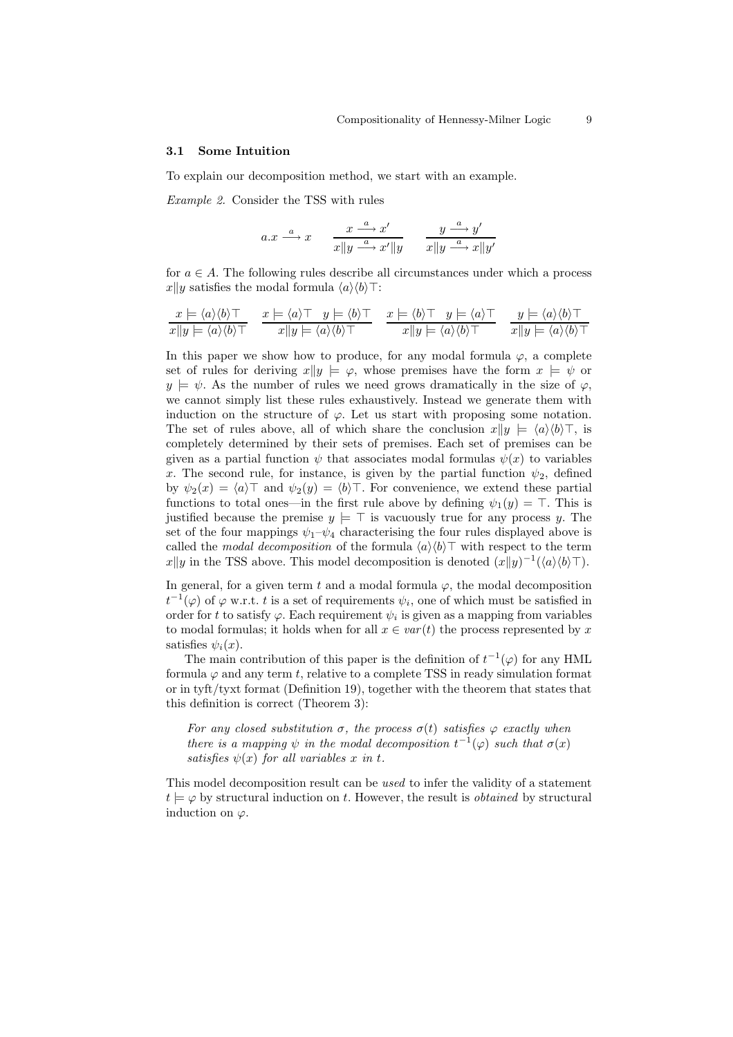### 3.1 Some Intuition

To explain our decomposition method, we start with an example.

*Example 2.* Consider the TSS with rules

$$a.x \xrightarrow{a} x \qquad \frac{x \xrightarrow{a} x'}{x \| y \xrightarrow{a} x' \| y} \qquad \frac{y \xrightarrow{a} y'}{x \| y \xrightarrow{a} x \| y'}$$

for $a \in A$. The following rules describe all circumstances under which a process $x \| y$ satisfies the modal formula $\langle a \rangle \langle b \rangle \top$:

$$\frac{x \models \langle a \rangle \langle b \rangle \top}{x \| y \models \langle a \rangle \langle b \rangle \top} \quad \frac{x \models \langle a \rangle \top \quad y \models \langle b \rangle \top}{x \| y \models \langle a \rangle \langle b \rangle \top} \quad \frac{x \models \langle b \rangle \top \quad y \models \langle a \rangle \top}{x \| y \models \langle a \rangle \langle b \rangle \top} \quad \frac{y \models \langle a \rangle \langle b \rangle \top}{x \| y \models \langle a \rangle \langle b \rangle \top}$$

In this paper we show how to produce, for any modal formula $\varphi$, a complete set of rules for deriving $x \| y \models \varphi$, whose premises have the form $x \models \psi$ or $y \models \psi$. As the number of rules we need grows dramatically in the size of $\varphi$, we cannot simply list these rules exhaustively. Instead we generate them with induction on the structure of $\varphi$. Let us start with proposing some notation. The set of rules above, all of which share the conclusion $x \| y \models \langle a \rangle \langle b \rangle \top$, is completely determined by their sets of premises. Each set of premises can be given as a partial function $\psi$ that associates modal formulas $\psi(x)$ to variables $x$. The second rule, for instance, is given by the partial function $\psi_2$, defined by $\psi_2(x) = \langle a \rangle \top$ and $\psi_2(y) = \langle b \rangle \top$. For convenience, we extend these partial functions to total ones—in the first rule above by defining $\psi_1(y) = \top$. This is justified because the premise $y \models \top$ is vacuously true for any process $y$. The set of the four mappings $\psi_1$–$\psi_4$ characterising the four rules displayed above is called the *modal decomposition* of the formula $\langle a \rangle \langle b \rangle \top$ with respect to the term $x \| y$ in the TSS above. This model decomposition is denoted $(x \| y)^{-1}(\langle a \rangle \langle b \rangle \top)$.

In general, for a given term $t$ and a modal formula $\varphi$, the modal decomposition $t^{-1}(\varphi)$ of $\varphi$ w.r.t. $t$ is a set of requirements $\psi_i$, one of which must be satisfied in order for $t$ to satisfy $\varphi$. Each requirement $\psi_i$ is given as a mapping from variables to modal formulas; it holds when for all $x \in var(t)$ the process represented by $x$ satisfies $\psi_i(x)$.

The main contribution of this paper is the definition of $t^{-1}(\varphi)$ for any HML formula $\varphi$ and any term $t$, relative to a complete TSS in ready simulation format or in tyft/tyxt format (Definition 19), together with the theorem that states that this definition is correct (Theorem 3):

> *For any closed substitution $\sigma$, the process $\sigma(t)$ satisfies $\varphi$ exactly when there is a mapping $\psi$ in the modal decomposition $t^{-1}(\varphi)$ such that $\sigma(x)$ satisfies $\psi(x)$ for all variables $x$ in $t$.*

This model decomposition result can be *used* to infer the validity of a statement $t \models \varphi$ by structural induction on $t$. However, the result is *obtained* by structural induction on $\varphi$.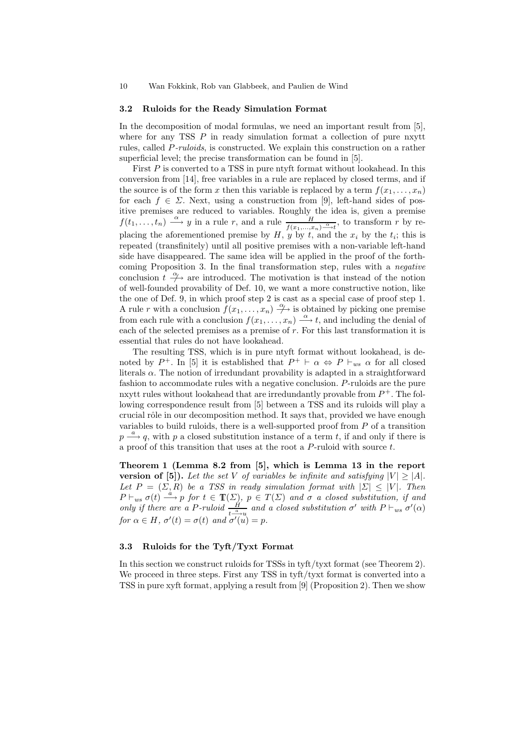### 3.2 Ruloids for the Ready Simulation Format

In the decomposition of modal formulas, we need an important result from [5], where for any TSS $P$ in ready simulation format a collection of pure nxytt rules, called *P-ruloids*, is constructed. We explain this construction on a rather superficial level; the precise transformation can be found in [5].

First $P$ is converted to a TSS in pure ntyft format without lookahead. In this conversion from [14], free variables in a rule are replaced by closed terms, and if the source is of the form $x$ then this variable is replaced by a term $f(x_1, \ldots, x_n)$ for each $f \in \Sigma$. Next, using a construction from [9], left-hand sides of positive premises are reduced to variables. Roughly the idea is, given a premise $f(t_1, \ldots, t_n) \xrightarrow{\alpha} y$ in a rule $r$, and a rule $\frac{H}{f(x_1,\ldots,x_n) \xrightarrow{\alpha} t}$, to transform $r$ by replacing the aforementioned premise by $H$, $y$ by $t$, and the $x_i$ by the $t_i$; this is repeated (transfinitely) until all positive premises with a non-variable left-hand side have disappeared. The same idea will be applied in the proof of the forthcoming Proposition 3. In the final transformation step, rules with a *negative* conclusion $t \stackrel{\alpha}{\not\longrightarrow}$ are introduced. The motivation is that instead of the notion of well-founded provability of Def. 10, we want a more constructive notion, like the one of Def. 9, in which proof step 2 is cast as a special case of proof step 1. A rule $r$ with a conclusion $f(x_1, \ldots, x_n) \stackrel{\alpha}{\not\longrightarrow}$ is obtained by picking one premise from each rule with a conclusion $f(x_1, \ldots, x_n) \xrightarrow{\alpha} t$, and including the denial of each of the selected premises as a premise of $r$. For this last transformation it is essential that rules do not have lookahead.

The resulting TSS, which is in pure ntyft format without lookahead, is denoted by $P^+$. In [5] it is established that $P^+ \vdash \alpha \Leftrightarrow P \vdash_{ws} \alpha$ for all closed literals $\alpha$. The notion of irredundant provability is adapted in a straightforward fashion to accommodate rules with a negative conclusion. $P$-ruloids are the pure nxytt rules without lookahead that are irredundantly provable from $P^+$. The following correspondence result from [5] between a TSS and its ruloids will play a crucial rôle in our decomposition method. It says that, provided we have enough variables to build ruloids, there is a well-supported proof from $P$ of a transition $p \xrightarrow{a} q$, with $p$ a closed substitution instance of a term $t$, if and only if there is a proof of this transition that uses at the root a $P$-ruloid with source $t$.

**Theorem 1 (Lemma 8.2 from [5], which is Lemma 13 in the report version of [5]).** *Let the set $V$ of variables be infinite and satisfying $|V| \geq |A|$. Let $P = (\Sigma, R)$ be a TSS in ready simulation format with $|\Sigma| \leq |V|$. Then $P \vdash_{ws} \sigma(t) \xrightarrow{a} p$ for $t \in \mathbb{T}(\Sigma)$, $p \in T(\Sigma)$ and $\sigma$ a closed substitution, if and only if there are a $P$-ruloid $\frac{H}{t \xrightarrow{a} u}$ and a closed substitution $\sigma'$ with $P \vdash_{ws} \sigma'(\alpha)$ for $\alpha \in H$, $\sigma'(t) = \sigma(t)$ and $\sigma'(u) = p$.*

### 3.3 Ruloids for the Tyft/Tyxt Format

In this section we construct ruloids for TSSs in tyft/tyxt format (see Theorem 2). We proceed in three steps. First any TSS in tyft/tyxt format is converted into a TSS in pure xyft format, applying a result from [9] (Proposition 2). Then we show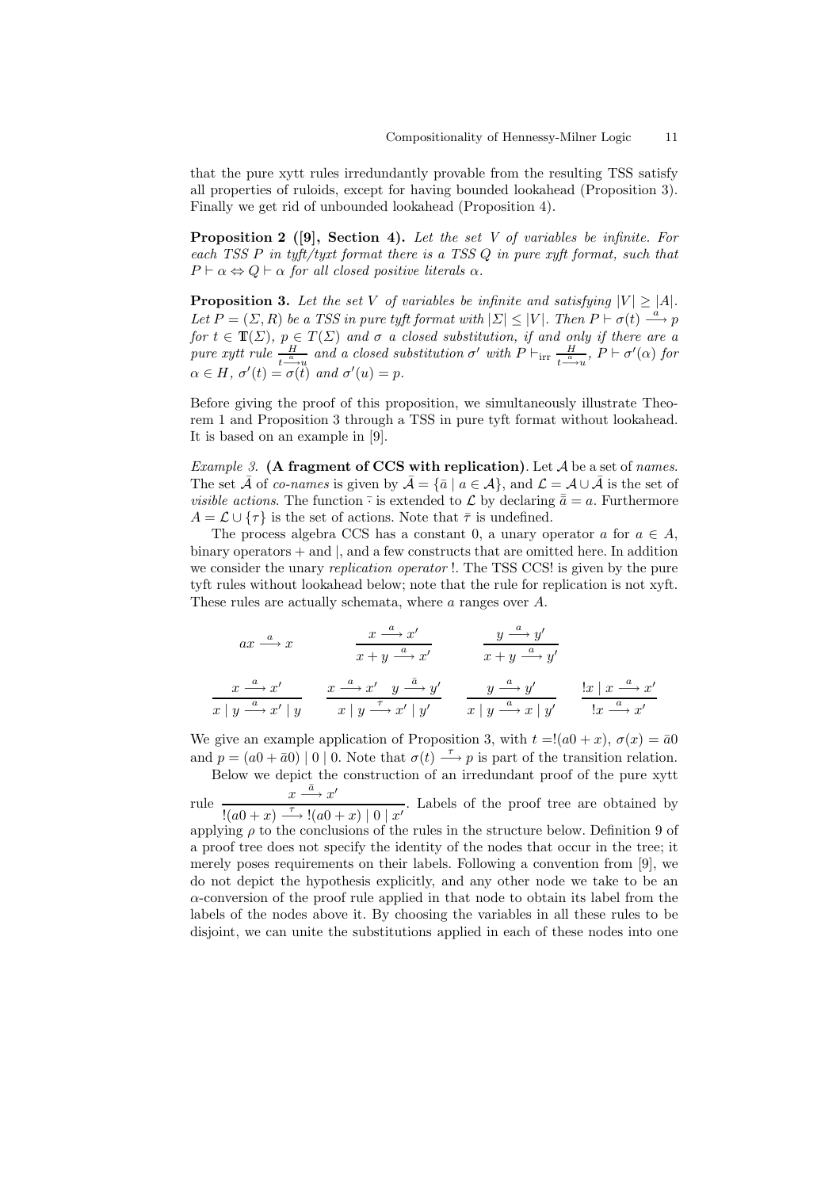that the pure xytt rules irredundantly provable from the resulting TSS satisfy all properties of ruloids, except for having bounded lookahead (Proposition 3). Finally we get rid of unbounded lookahead (Proposition 4).

**Proposition 2 ([9], Section 4).** *Let the set $V$ of variables be infinite. For each TSS $P$ in tyft/tyxt format there is a TSS $Q$ in pure xyft format, such that $P \vdash \alpha \Leftrightarrow Q \vdash \alpha$ for all closed positive literals $\alpha$.*

**Proposition 3.** *Let the set $V$ of variables be infinite and satisfying $|V| \geq |A|$. Let $P = (\Sigma, R)$ be a TSS in pure tyft format with $|\Sigma| \leq |V|$. Then $P \vdash \sigma(t) \xrightarrow{a} p$ for $t \in \mathbb{T}(\Sigma)$, $p \in T(\Sigma)$ and $\sigma$ a closed substitution, if and only if there are a pure xytt rule $\frac{H}{t \xrightarrow{a} u}$ and a closed substitution $\sigma'$ with $P \vdash_{\rm irr} \frac{H}{t \xrightarrow{a} u}$, $P \vdash \sigma'(\alpha)$ for $\alpha \in H$, $\sigma'(t) = \sigma(t)$ and $\sigma'(u) = p$.*

Before giving the proof of this proposition, we simultaneously illustrate Theorem 1 and Proposition 3 through a TSS in pure tyft format without lookahead. It is based on an example in [9].

*Example 3.* **(A fragment of CCS with replication)**. Let $\mathcal{A}$ be a set of *names*. The set $\bar{\mathcal{A}}$ of *co-names* is given by $\bar{\mathcal{A}} = \{\bar{a} \mid a \in \mathcal{A}\}$, and $\mathcal{L} = \mathcal{A} \cup \bar{\mathcal{A}}$ is the set of *visible actions*. The function $\bar{\cdot}$ is extended to $\mathcal{L}$ by declaring $\bar{\bar{a}} = a$. Furthermore $A = \mathcal{L} \cup \{\tau\}$ is the set of actions. Note that $\bar{\tau}$ is undefined.

The process algebra CCS has a constant 0, a unary operator $a$ for $a \in A$, binary operators $+$ and $|$, and a few constructs that are omitted here. In addition we consider the unary *replication operator* !. The TSS CCS! is given by the pure tyft rules without lookahead below; note that the rule for replication is not xyft. These rules are actually schemata, where $a$ ranges over $A$.

$$ax \xrightarrow{a} x \qquad \frac{x \xrightarrow{a} x'}{x + y \xrightarrow{a} x'} \qquad \frac{y \xrightarrow{a} y'}{x + y \xrightarrow{a} y'}$$

$$\frac{x \xrightarrow{a} x'}{x \mid y \xrightarrow{a} x' \mid y} \qquad \frac{x \xrightarrow{a} x' \quad y \xrightarrow{\bar{a}} y'}{x \mid y \xrightarrow{\tau} x' \mid y'} \qquad \frac{y \xrightarrow{a} y'}{x \mid y \xrightarrow{a} x \mid y'} \qquad \frac{!x \mid x \xrightarrow{a} x'}{!x \xrightarrow{a} x'}$$

We give an example application of Proposition 3, with $t = !(a0 + x)$, $\sigma(x) = \bar{a}0$ and $p = (a0 + \bar{a}0) \mid 0 \mid 0$. Note that $\sigma(t) \xrightarrow{\tau} p$ is part of the transition relation.

Below we depict the construction of an irredundant proof of the pure xytt rule $\frac{x \xrightarrow{\bar{a}} x'}{!(a0 + x) \xrightarrow{\tau} !(a0 + x) \mid 0 \mid x'}$. Labels of the proof tree are obtained by applying $\rho$ to the conclusions of the rules in the structure below. Definition 9 of a proof tree does not specify the identity of the nodes that occur in the tree; it merely poses requirements on their labels. Following a convention from [9], we do not depict the hypothesis explicitly, and any other node we take to be an $\alpha$-conversion of the proof rule applied in that node to obtain its label from the labels of the nodes above it. By choosing the variables in all these rules to be disjoint, we can unite the substitutions applied in each of these nodes into one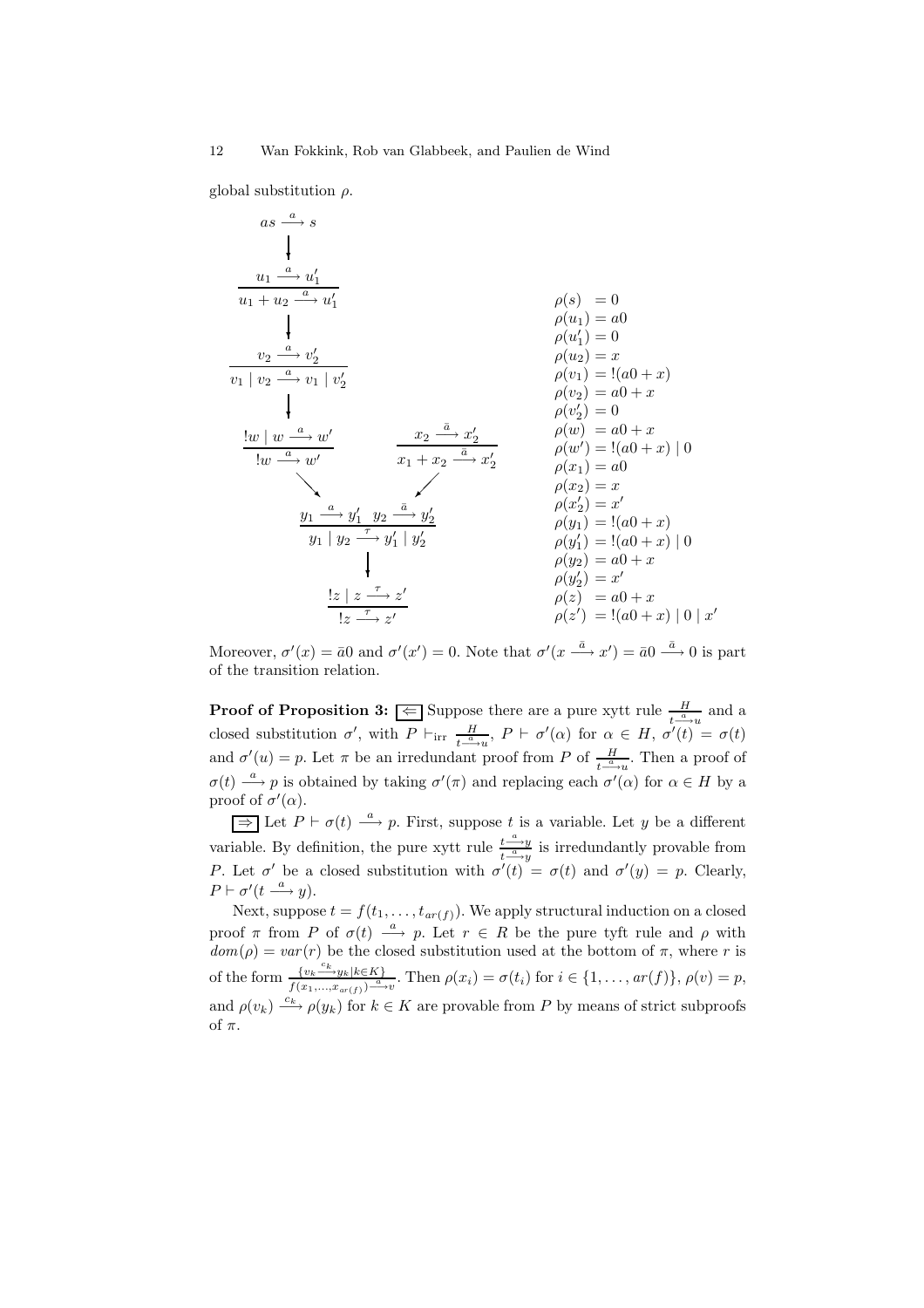global substitution $\rho$.

$$
\begin{array}{ccc}
as \xrightarrow{a} s & & \\
\downarrow & & \\
\dfrac{u_1 \xrightarrow{a} u_1'}{u_1 + u_2 \xrightarrow{a} u_1'} & & \\
\downarrow & & \\
\dfrac{v_2 \xrightarrow{a} v_2'}{v_1 \mid v_2 \xrightarrow{a} v_1 \mid v_2'} & & \\
\downarrow & & \\
\dfrac{!w \mid w \xrightarrow{a} w'}{!w \xrightarrow{a} w'} & & \dfrac{x_2 \xrightarrow{\bar{a}} x_2'}{x_1 + x_2 \xrightarrow{\bar{a}} x_2'} \\
\searrow & & \swarrow \\
& \dfrac{y_1 \xrightarrow{a} y_1' \quad y_2 \xrightarrow{\bar{a}} y_2'}{y_1 \mid y_2 \xrightarrow{\tau} y_1' \mid y_2'} & \\
& \downarrow & \\
& \dfrac{!z \mid z \xrightarrow{\tau} z'}{!z \xrightarrow{\tau} z'} &
\end{array}
$$

$$
\begin{aligned}
\rho(s) &= 0\\
\rho(u_1) &= a0\\
\rho(u_1') &= 0\\
\rho(u_2) &= x\\
\rho(v_1) &= !(a0 + x)\\
\rho(v_2) &= a0 + x\\
\rho(v_2') &= 0\\
\rho(w) &= a0 + x\\
\rho(w') &= !(a0 + x) \mid 0\\
\rho(x_1) &= a0\\
\rho(x_2) &= x\\
\rho(x_2') &= x'\\
\rho(y_1) &= !(a0 + x)\\
\rho(y_1') &= !(a0 + x) \mid 0\\
\rho(y_2) &= a0 + x\\
\rho(y_2') &= x'\\
\rho(z) &= a0 + x\\
\rho(z') &= !(a0 + x) \mid 0 \mid x'
\end{aligned}
$$

Moreover, $\sigma'(x) = \bar{a}0$ and $\sigma'(x') = 0$. Note that $\sigma'(x \xrightarrow{\bar{a}} x') = \bar{a}0 \xrightarrow{\bar{a}} 0$ is part of the transition relation.

**Proof of Proposition 3:** $\boxed{\Leftarrow}$ Suppose there are a pure xytt rule $\frac{H}{t \xrightarrow{a} u}$ and a closed substitution $\sigma'$, with $P \vdash_{\text{irr}} \frac{H}{t \xrightarrow{a} u}$, $P \vdash \sigma'(\alpha)$ for $\alpha \in H$, $\sigma'(t) = \sigma(t)$ and $\sigma'(u) = p$. Let $\pi$ be an irredundant proof from $P$ of $\frac{H}{t \xrightarrow{a} u}$. Then a proof of $\sigma(t) \xrightarrow{a} p$ is obtained by taking $\sigma'(\pi)$ and replacing each $\sigma'(\alpha)$ for $\alpha \in H$ by a proof of $\sigma'(\alpha)$.

$\boxed{\Rightarrow}$ Let $P \vdash \sigma(t) \xrightarrow{a} p$. First, suppose $t$ is a variable. Let $y$ be a different variable. By definition, the pure xytt rule $\frac{t \xrightarrow{a} y}{t \xrightarrow{a} y}$ is irredundantly provable from $P$. Let $\sigma'$ be a closed substitution with $\sigma'(t) = \sigma(t)$ and $\sigma'(y) = p$. Clearly, $P \vdash \sigma'(t \xrightarrow{a} y)$.

Next, suppose $t = f(t_1, \ldots, t_{ar(f)})$. We apply structural induction on a closed proof $\pi$ from $P$ of $\sigma(t) \xrightarrow{a} p$. Let $r \in R$ be the pure tyft rule and $\rho$ with $dom(\rho) = var(r)$ be the closed substitution used at the bottom of $\pi$, where $r$ is of the form $\frac{\{v_k \xrightarrow{c_k} y_k \mid k \in K\}}{f(x_1, \ldots, x_{ar(f)}) \xrightarrow{a} v}$. Then $\rho(x_i) = \sigma(t_i)$ for $i \in \{1, \ldots, ar(f)\}$, $\rho(v) = p$, and $\rho(v_k) \xrightarrow{c_k} \rho(y_k)$ for $k \in K$ are provable from $P$ by means of strict subproofs of $\pi$.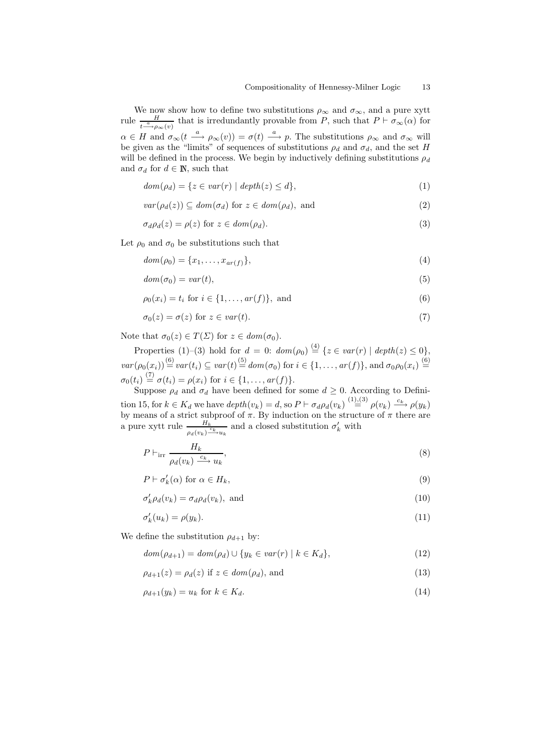We now show how to define two substitutions $\rho_\infty$ and $\sigma_\infty$, and a pure xytt rule $\frac{H}{t \xrightarrow{a} \rho_\infty(v)}$ that is irredundantly provable from $P$, such that $P \vdash \sigma_\infty(\alpha)$ for $\alpha \in H$ and $\sigma_\infty(t \xrightarrow{a} \rho_\infty(v)) = \sigma(t) \xrightarrow{a} p$. The substitutions $\rho_\infty$ and $\sigma_\infty$ will be given as the "limits" of sequences of substitutions $\rho_d$ and $\sigma_d$, and the set $H$ will be defined in the process. We begin by inductively defining substitutions $\rho_d$ and $\sigma_d$ for $d \in \mathbb{N}$, such that

$$dom(\rho_d) = \{z \in var(r) \mid depth(z) \leq d\}, \tag{1}$$

$$var(\rho_d(z)) \subseteq dom(\sigma_d) \text{ for } z \in dom(\rho_d), \text{ and} \tag{2}$$

$$\sigma_d \rho_d(z) = \rho(z) \text{ for } z \in dom(\rho_d). \tag{3}$$

Let $\rho_0$ and $\sigma_0$ be substitutions such that

$$dom(\rho_0) = \{x_1, \ldots, x_{ar(f)}\}, \tag{4}$$

$$dom(\sigma_0) = var(t), \tag{5}$$

$$\rho_0(x_i) = t_i \text{ for } i \in \{1, \ldots, ar(f)\}, \text{ and} \tag{6}$$

$$\sigma_0(z) = \sigma(z) \text{ for } z \in var(t). \tag{7}$$

Note that $\sigma_0(z) \in T(\Sigma)$ for $z \in dom(\sigma_0)$.

Properties (1)–(3) hold for $d = 0$: $dom(\rho_0) \overset{(4)}{=} \{z \in var(r) \mid depth(z) \leq 0\}$, $var(\rho_0(x_i)) \overset{(6)}{=} var(t_i) \subseteq var(t) \overset{(5)}{=} dom(\sigma_0)$ for $i \in \{1, \ldots, ar(f)\}$, and $\sigma_0\rho_0(x_i) \overset{(6)}{=} \sigma_0(t_i) \overset{(7)}{=} \sigma(t_i) = \rho(x_i)$ for $i \in \{1, \ldots, ar(f)\}$.

Suppose $\rho_d$ and $\sigma_d$ have been defined for some $d \geq 0$. According to Definition 15, for $k \in K_d$ we have $depth(v_k) = d$, so $P \vdash \sigma_d\rho_d(v_k) \overset{(1),(3)}{=} \rho(v_k) \xrightarrow{c_k} \rho(y_k)$ by means of a strict subproof of $\pi$. By induction on the structure of $\pi$ there are a pure xytt rule $\frac{H_k}{\rho_d(v_k) \xrightarrow{c_k} u_k}$ and a closed substitution $\sigma'_k$ with

$$P \vdash_{\mathrm{irr}} \frac{H_k}{\rho_d(v_k) \xrightarrow{c_k} u_k}, \tag{8}$$

$$P \vdash \sigma'_k(\alpha) \text{ for } \alpha \in H_k, \tag{9}$$

$$\sigma'_k\rho_d(v_k) = \sigma_d\rho_d(v_k), \text{ and} \tag{10}$$

$$\sigma'_k(u_k) = \rho(y_k). \tag{11}$$

We define the substitution $\rho_{d+1}$ by:

$$dom(\rho_{d+1}) = dom(\rho_d) \cup \{y_k \in var(r) \mid k \in K_d\}, \tag{12}$$

$$\rho_{d+1}(z) = \rho_d(z) \text{ if } z \in dom(\rho_d), \text{ and} \tag{13}$$

$$\rho_{d+1}(y_k) = u_k \text{ for } k \in K_d. \tag{14}$$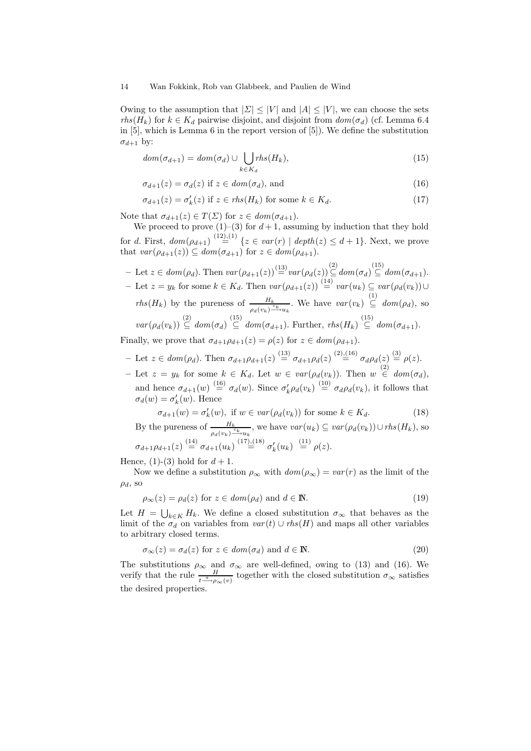Owing to the assumption that $|\Sigma| \leq |V|$ and $|A| \leq |V|$, we can choose the sets $rhs(H_k)$ for $k \in K_d$ pairwise disjoint, and disjoint from $dom(\sigma_d)$ (cf. Lemma 6.4 in [5], which is Lemma 6 in the report version of [5]). We define the substitution $\sigma_{d+1}$ by:

$$dom(\sigma_{d+1}) = dom(\sigma_d) \cup \bigcup_{k \in K_d} rhs(H_k), \tag{15}$$

$$\sigma_{d+1}(z) = \sigma_d(z) \text{ if } z \in dom(\sigma_d), \text{ and} \tag{16}$$

$$\sigma_{d+1}(z) = \sigma'_k(z) \text{ if } z \in rhs(H_k) \text{ for some } k \in K_d. \tag{17}$$

Note that $\sigma_{d+1}(z) \in T(\Sigma)$ for $z \in dom(\sigma_{d+1})$.

We proceed to prove (1)–(3) for $d+1$, assuming by induction that they hold for $d$. First, $dom(\rho_{d+1}) \overset{(12),(1)}{=} \{z \in var(r) \mid depth(z) \leq d+1\}$. Next, we prove that $var(\rho_{d+1}(z)) \subseteq dom(\sigma_{d+1})$ for $z \in dom(\rho_{d+1})$.

- Let $z \in dom(\rho_d)$. Then $var(\rho_{d+1}(z)) \overset{(13)}{=} var(\rho_d(z)) \overset{(2)}{\subseteq} dom(\sigma_d) \overset{(15)}{\subseteq} dom(\sigma_{d+1})$.
- Let $z = y_k$ for some $k \in K_d$. Then $var(\rho_{d+1}(z)) \overset{(14)}{=} var(u_k) \subseteq var(\rho_d(v_k)) \cup rhs(H_k)$ by the pureness of $\frac{H_k}{\rho_d(v_k) \xrightarrow{c_k} u_k}$. We have $var(v_k) \overset{(1)}{\subseteq} dom(\rho_d)$, so $var(\rho_d(v_k)) \overset{(2)}{\subseteq} dom(\sigma_d) \overset{(15)}{\subseteq} dom(\sigma_{d+1})$. Further, $rhs(H_k) \overset{(15)}{\subseteq} dom(\sigma_{d+1})$.

Finally, we prove that $\sigma_{d+1}\rho_{d+1}(z) = \rho(z)$ for $z \in dom(\rho_{d+1})$.

- Let $z \in dom(\rho_d)$. Then $\sigma_{d+1}\rho_{d+1}(z) \overset{(13)}{=} \sigma_{d+1}\rho_d(z) \overset{(2),(16)}{=} \sigma_d\rho_d(z) \overset{(3)}{=} \rho(z)$.
- Let $z = y_k$ for some $k \in K_d$. Let $w \in var(\rho_d(v_k))$. Then $w \overset{(2)}{\in} dom(\sigma_d)$, and hence $\sigma_{d+1}(w) \overset{(16)}{=} \sigma_d(w)$. Since $\sigma'_k\rho_d(v_k) \overset{(10)}{=} \sigma_d\rho_d(v_k)$, it follows that $\sigma_d(w) = \sigma'_k(w)$. Hence

$$\sigma_{d+1}(w) = \sigma'_k(w), \text{ if } w \in var(\rho_d(v_k)) \text{ for some } k \in K_d. \tag{18}$$

By the pureness of $\frac{H_k}{\rho_d(v_k) \xrightarrow{c_k} u_k}$, we have $var(u_k) \subseteq var(\rho_d(v_k)) \cup rhs(H_k)$, so $\sigma_{d+1}\rho_{d+1}(z) \overset{(14)}{=} \sigma_{d+1}(u_k) \overset{(17),(18)}{=} \sigma'_k(u_k) \overset{(11)}{=} \rho(z)$.

Hence, (1)-(3) hold for $d+1$.

Now we define a substitution $\rho_\infty$ with $dom(\rho_\infty) = var(r)$ as the limit of the $\rho_d$, so

$$\rho_\infty(z) = \rho_d(z) \text{ for } z \in dom(\rho_d) \text{ and } d \in \mathbb{N}. \tag{19}$$

Let $H = \bigcup_{k \in K} H_k$. We define a closed substitution $\sigma_\infty$ that behaves as the limit of the $\sigma_d$ on variables from $var(t) \cup rhs(H)$ and maps all other variables to arbitrary closed terms.

$$\sigma_\infty(z) = \sigma_d(z) \text{ for } z \in dom(\sigma_d) \text{ and } d \in \mathbb{N}. \tag{20}$$

The substitutions $\rho_\infty$ and $\sigma_\infty$ are well-defined, owing to (13) and (16). We verify that the rule $\frac{H}{t \xrightarrow{a} \rho_\infty(v)}$ together with the closed substitution $\sigma_\infty$ satisfies the desired properties.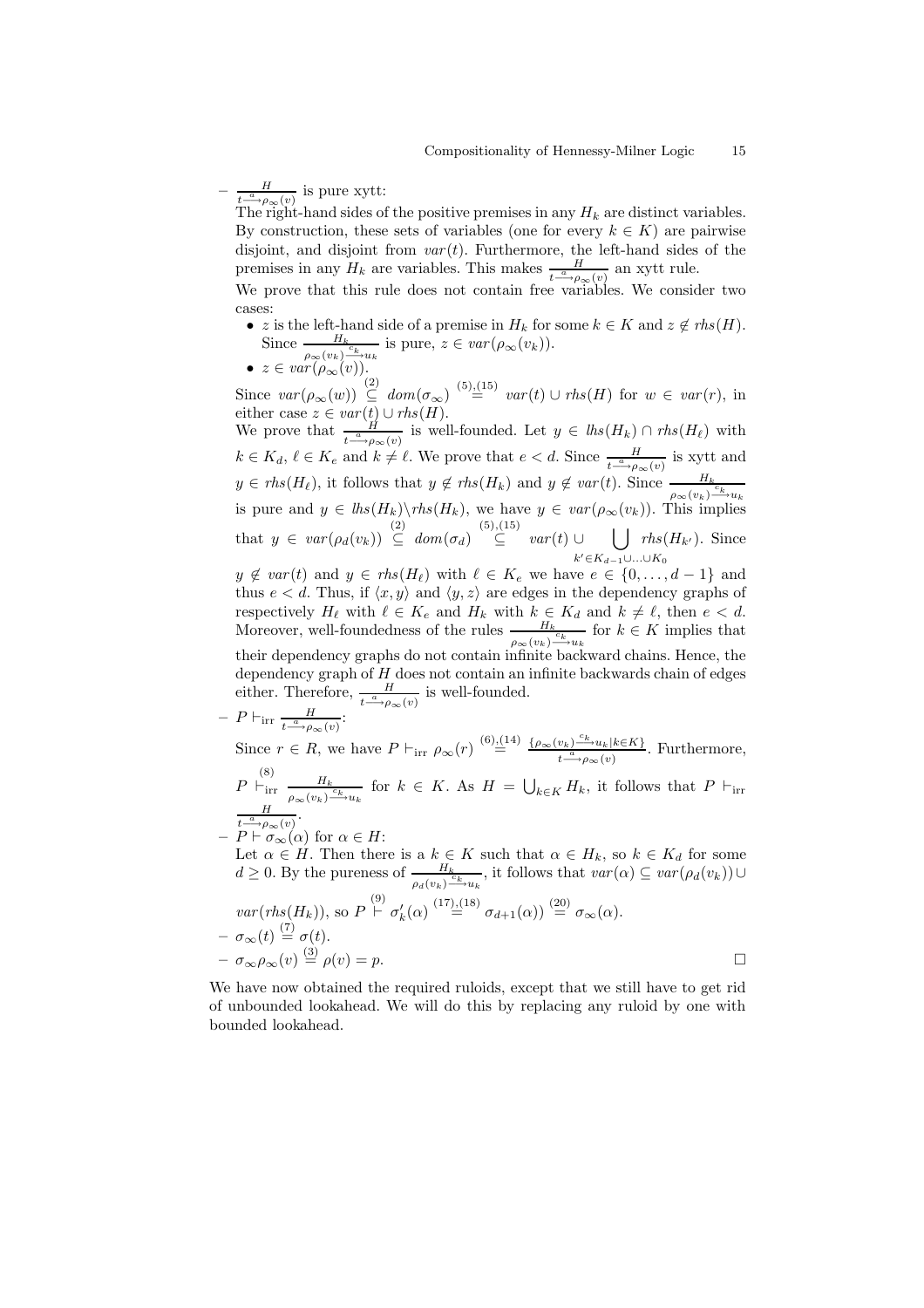– $\frac{H}{t \xrightarrow{a} \rho_\infty(v)}$ is pure xytt:
The right-hand sides of the positive premises in any $H_k$ are distinct variables. By construction, these sets of variables (one for every $k \in K$) are pairwise disjoint, and disjoint from $var(t)$. Furthermore, the left-hand sides of the premises in any $H_k$ are variables. This makes $\frac{H}{t \xrightarrow{a} \rho_\infty(v)}$ an xytt rule.
We prove that this rule does not contain free variables. We consider two cases:

- $z$ is the left-hand side of a premise in $H_k$ for some $k \in K$ and $z \notin rhs(H)$. Since $\frac{H_k}{\rho_\infty(v_k) \xrightarrow{c_k} u_k}$ is pure, $z \in var(\rho_\infty(v_k))$.
- $z \in var(\rho_\infty(v))$.

Since $var(\rho_\infty(w)) \overset{(2)}{\subseteq} dom(\sigma_\infty) \overset{(5),(15)}{=} var(t) \cup rhs(H)$ for $w \in var(r)$, in either case $z \in var(t) \cup rhs(H)$.
We prove that $\frac{H}{t \xrightarrow{a} \rho_\infty(v)}$ is well-founded. Let $y \in lhs(H_k) \cap rhs(H_\ell)$ with $k \in K_d$, $\ell \in K_e$ and $k \neq \ell$. We prove that $e < d$. Since $\frac{H}{t \xrightarrow{a} \rho_\infty(v)}$ is xytt and $y \in rhs(H_\ell)$, it follows that $y \notin rhs(H_k)$ and $y \notin var(t)$. Since $\frac{H_k}{\rho_\infty(v_k) \xrightarrow{c_k} u_k}$ is pure and $y \in lhs(H_k) \backslash rhs(H_k)$, we have $y \in var(\rho_\infty(v_k))$. This implies that $y \in var(\rho_d(v_k)) \overset{(2)}{\subseteq} dom(\sigma_d) \overset{(5),(15)}{\subseteq} var(t) \cup \bigcup_{k' \in K_{d-1} \cup \ldots \cup K_0} rhs(H_{k'})$. Since $y \notin var(t)$ and $y \in rhs(H_\ell)$ with $\ell \in K_e$ we have $e \in \{0, \ldots, d-1\}$ and thus $e < d$. Thus, if $\langle x, y \rangle$ and $\langle y, z \rangle$ are edges in the dependency graphs of respectively $H_\ell$ with $\ell \in K_e$ and $H_k$ with $k \in K_d$ and $k \neq \ell$, then $e < d$. Moreover, well-foundedness of the rules $\frac{H_k}{\rho_\infty(v_k) \xrightarrow{c_k} u_k}$ for $k \in K$ implies that their dependency graphs do not contain infinite backward chains. Hence, the dependency graph of $H$ does not contain an infinite backwards chain of edges either. Therefore, $\frac{H}{t \xrightarrow{a} \rho_\infty(v)}$ is well-founded.

– $P \vdash_{\mathrm{irr}} \frac{H}{t \xrightarrow{a} \rho_\infty(v)}$:
Since $r \in R$, we have $P \vdash_{\mathrm{irr}} \rho_\infty(r) \overset{(6),(14)}{=} \frac{\{\rho_\infty(v_k) \xrightarrow{c_k} u_k \mid k \in K\}}{t \xrightarrow{a} \rho_\infty(v)}$. Furthermore, $P \overset{(8)}{\vdash_{\mathrm{irr}}} \frac{H_k}{\rho_\infty(v_k) \xrightarrow{c_k} u_k}$ for $k \in K$. As $H = \bigcup_{k \in K} H_k$, it follows that $P \vdash_{\mathrm{irr}} \frac{H}{t \xrightarrow{a} \rho_\infty(v)}$.

– $P \vdash \sigma_\infty(\alpha)$ for $\alpha \in H$:
Let $\alpha \in H$. Then there is a $k \in K$ such that $\alpha \in H_k$, so $k \in K_d$ for some $d \geq 0$. By the pureness of $\frac{H_k}{\rho_d(v_k) \xrightarrow{c_k} u_k}$, it follows that $var(\alpha) \subseteq var(\rho_d(v_k)) \cup var(rhs(H_k))$, so $P \overset{(9)}{\vdash} \sigma'_k(\alpha) \overset{(17),(18)}{=} \sigma_{d+1}(\alpha)) \overset{(20)}{=} \sigma_\infty(\alpha)$.

– $\sigma_\infty(t) \overset{(7)}{=} \sigma(t)$.

– $\sigma_\infty \rho_\infty(v) \overset{(3)}{=} \rho(v) = p$. □

We have now obtained the required ruloids, except that we still have to get rid of unbounded lookahead. We will do this by replacing any ruloid by one with bounded lookahead.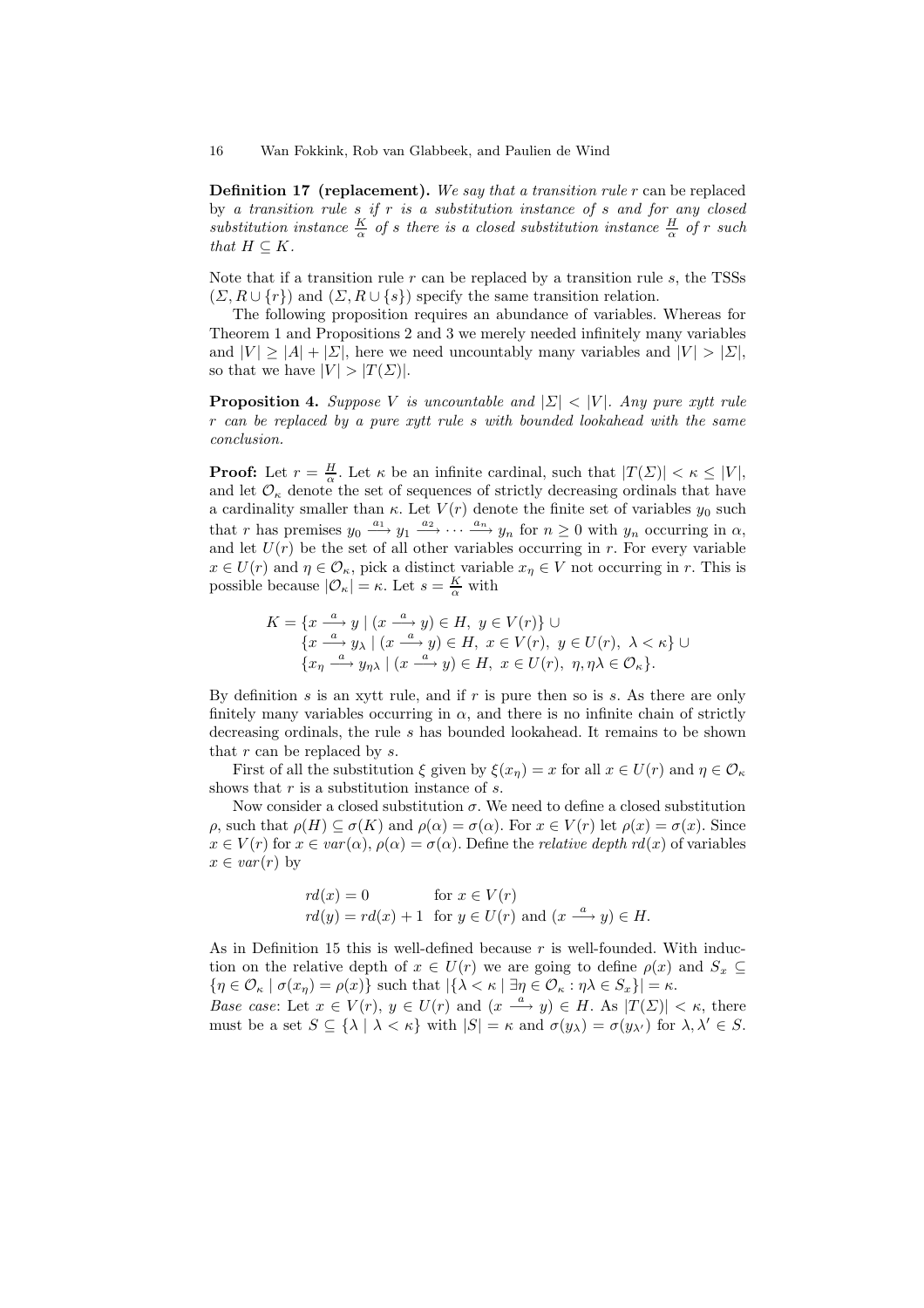**Definition 17 (replacement).** *We say that a transition rule $r$ can be replaced by a transition rule $s$ if $r$ is a substitution instance of $s$ and for any closed substitution instance $\frac{K}{\alpha}$ of $s$ there is a closed substitution instance $\frac{H}{\alpha}$ of $r$ such that $H \subseteq K$.*

Note that if a transition rule $r$ can be replaced by a transition rule $s$, the TSSs $(\Sigma, R \cup \{r\})$ and $(\Sigma, R \cup \{s\})$ specify the same transition relation.

The following proposition requires an abundance of variables. Whereas for Theorem 1 and Propositions 2 and 3 we merely needed infinitely many variables and $|V| \geq |A| + |\Sigma|$, here we need uncountably many variables and $|V| > |\Sigma|$, so that we have $|V| > |T(\Sigma)|$.

**Proposition 4.** *Suppose $V$ is uncountable and $|\Sigma| < |V|$. Any pure xytt rule $r$ can be replaced by a pure xytt rule $s$ with bounded lookahead with the same conclusion.*

**Proof:** Let $r = \frac{H}{\alpha}$. Let $\kappa$ be an infinite cardinal, such that $|T(\Sigma)| < \kappa \leq |V|$, and let $\mathcal{O}_\kappa$ denote the set of sequences of strictly decreasing ordinals that have a cardinality smaller than $\kappa$. Let $V(r)$ denote the finite set of variables $y_0$ such that $r$ has premises $y_0 \xrightarrow{a_1} y_1 \xrightarrow{a_2} \cdots \xrightarrow{a_n} y_n$ for $n \geq 0$ with $y_n$ occurring in $\alpha$, and let $U(r)$ be the set of all other variables occurring in $r$. For every variable $x \in U(r)$ and $\eta \in \mathcal{O}_\kappa$, pick a distinct variable $x_\eta \in V$ not occurring in $r$. This is possible because $|\mathcal{O}_\kappa| = \kappa$. Let $s = \frac{K}{\alpha}$ with

$$
\begin{aligned}
K = &\{x \xrightarrow{a} y \mid (x \xrightarrow{a} y) \in H,\ y \in V(r)\} \cup \\
&\{x \xrightarrow{a} y_\lambda \mid (x \xrightarrow{a} y) \in H,\ x \in V(r),\ y \in U(r),\ \lambda < \kappa\} \cup \\
&\{x_\eta \xrightarrow{a} y_{\eta\lambda} \mid (x \xrightarrow{a} y) \in H,\ x \in U(r),\ \eta, \eta\lambda \in \mathcal{O}_\kappa\}.
\end{aligned}
$$

By definition $s$ is an xytt rule, and if $r$ is pure then so is $s$. As there are only finitely many variables occurring in $\alpha$, and there is no infinite chain of strictly decreasing ordinals, the rule $s$ has bounded lookahead. It remains to be shown that $r$ can be replaced by $s$.

First of all the substitution $\xi$ given by $\xi(x_\eta) = x$ for all $x \in U(r)$ and $\eta \in \mathcal{O}_\kappa$ shows that $r$ is a substitution instance of $s$.

Now consider a closed substitution $\sigma$. We need to define a closed substitution $\rho$, such that $\rho(H) \subseteq \sigma(K)$ and $\rho(\alpha) = \sigma(\alpha)$. For $x \in V(r)$ let $\rho(x) = \sigma(x)$. Since $x \in V(r)$ for $x \in var(\alpha)$, $\rho(\alpha) = \sigma(\alpha)$. Define the *relative depth* $rd(x)$ of variables $x \in var(r)$ by

$$
\begin{aligned}
rd(x) &= 0 && \text{for } x \in V(r) \\
rd(y) &= rd(x) + 1 && \text{for } y \in U(r) \text{ and } (x \xrightarrow{a} y) \in H.
\end{aligned}
$$

As in Definition 15 this is well-defined because $r$ is well-founded. With induction on the relative depth of $x \in U(r)$ we are going to define $\rho(x)$ and $S_x \subseteq \{\eta \in \mathcal{O}_\kappa \mid \sigma(x_\eta) = \rho(x)\}$ such that $|\{\lambda < \kappa \mid \exists \eta \in \mathcal{O}_\kappa : \eta\lambda \in S_x\}| = \kappa$.

*Base case*: Let $x \in V(r)$, $y \in U(r)$ and $(x \xrightarrow{a} y) \in H$. As $|T(\Sigma)| < \kappa$, there must be a set $S \subseteq \{\lambda \mid \lambda < \kappa\}$ with $|S| = \kappa$ and $\sigma(y_\lambda) = \sigma(y_{\lambda'})$ for $\lambda, \lambda' \in S$.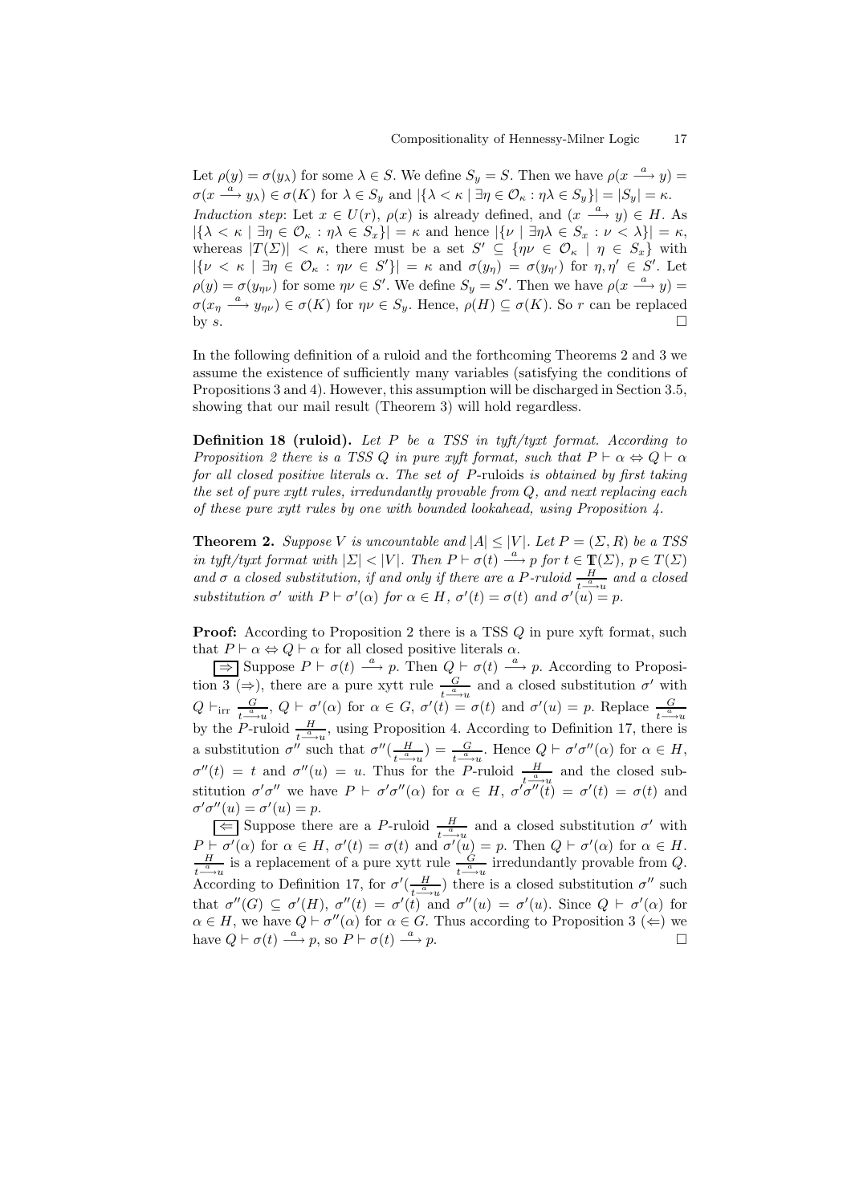Let $\rho(y) = \sigma(y_\lambda)$ for some $\lambda \in S$. We define $S_y = S$. Then we have $\rho(x \xrightarrow{a} y) = \sigma(x \xrightarrow{a} y_\lambda) \in \sigma(K)$ for $\lambda \in S_y$ and $|\{\lambda < \kappa \mid \exists \eta \in \mathcal{O}_\kappa : \eta\lambda \in S_y\}| = |S_y| = \kappa$.

*Induction step*: Let $x \in U(r)$, $\rho(x)$ is already defined, and $(x \xrightarrow{a} y) \in H$. As $|\{\lambda < \kappa \mid \exists \eta \in \mathcal{O}_\kappa : \eta\lambda \in S_x\}| = \kappa$ and hence $|\{\nu \mid \exists \eta\lambda \in S_x : \nu < \lambda\}| = \kappa$, whereas $|T(\Sigma)| < \kappa$, there must be a set $S' \subseteq \{\eta\nu \in \mathcal{O}_\kappa \mid \eta \in S_x\}$ with $|\{\nu < \kappa \mid \exists \eta \in \mathcal{O}_\kappa : \eta\nu \in S'\}| = \kappa$ and $\sigma(y_\eta) = \sigma(y_{\eta'})$ for $\eta, \eta' \in S'$. Let $\rho(y) = \sigma(y_{\eta\nu})$ for some $\eta\nu \in S'$. We define $S_y = S'$. Then we have $\rho(x \xrightarrow{a} y) = \sigma(x_\eta \xrightarrow{a} y_{\eta\nu}) \in \sigma(K)$ for $\eta\nu \in S_y$. Hence, $\rho(H) \subseteq \sigma(K)$. So $r$ can be replaced by $s$. $\square$

In the following definition of a ruloid and the forthcoming Theorems 2 and 3 we assume the existence of sufficiently many variables (satisfying the conditions of Propositions 3 and 4). However, this assumption will be discharged in Section 3.5, showing that our mail result (Theorem 3) will hold regardless.

**Definition 18 (ruloid).** *Let $P$ be a TSS in tyft/tyxt format. According to Proposition 2 there is a TSS $Q$ in pure xyft format, such that $P \vdash \alpha \Leftrightarrow Q \vdash \alpha$ for all closed positive literals $\alpha$. The set of $P$-*ruloids *is obtained by first taking the set of pure xytt rules, irredundantly provable from $Q$, and next replacing each of these pure xytt rules by one with bounded lookahead, using Proposition 4.*

**Theorem 2.** *Suppose $V$ is uncountable and $|A| \leq |V|$. Let $P = (\Sigma, R)$ be a TSS in tyft/tyxt format with $|\Sigma| < |V|$. Then $P \vdash \sigma(t) \xrightarrow{a} p$ for $t \in \mathbb{T}(\Sigma)$, $p \in T(\Sigma)$ and $\sigma$ a closed substitution, if and only if there are a $P$-ruloid $\frac{H}{t \xrightarrow{a} u}$ and a closed substitution $\sigma'$ with $P \vdash \sigma'(\alpha)$ for $\alpha \in H$, $\sigma'(t) = \sigma(t)$ and $\sigma'(u) = p$.*

**Proof:** According to Proposition 2 there is a TSS $Q$ in pure xyft format, such that $P \vdash \alpha \Leftrightarrow Q \vdash \alpha$ for all closed positive literals $\alpha$.

$\boxed{\Rightarrow}$ Suppose $P \vdash \sigma(t) \xrightarrow{a} p$. Then $Q \vdash \sigma(t) \xrightarrow{a} p$. According to Proposition 3 ($\Rightarrow$), there are a pure xytt rule $\frac{G}{t \xrightarrow{a} u}$ and a closed substitution $\sigma'$ with $Q \vdash_{\text{irr}} \frac{G}{t \xrightarrow{a} u}$, $Q \vdash \sigma'(\alpha)$ for $\alpha \in G$, $\sigma'(t) = \sigma(t)$ and $\sigma'(u) = p$. Replace $\frac{G}{t \xrightarrow{a} u}$ by the $P$-ruloid $\frac{H}{t \xrightarrow{a} u}$, using Proposition 4. According to Definition 17, there is a substitution $\sigma''$ such that $\sigma''(\frac{H}{t \xrightarrow{a} u}) = \frac{G}{t \xrightarrow{a} u}$. Hence $Q \vdash \sigma'\sigma''(\alpha)$ for $\alpha \in H$, $\sigma''(t) = t$ and $\sigma''(u) = u$. Thus for the $P$-ruloid $\frac{H}{t \xrightarrow{a} u}$ and the closed substitution $\sigma'\sigma''$ we have $P \vdash \sigma'\sigma''(\alpha)$ for $\alpha \in H$, $\sigma'\sigma''(t) = \sigma'(t) = \sigma(t)$ and $\sigma'\sigma''(u) = \sigma'(u) = p$.

$\boxed{\Leftarrow}$ Suppose there are a $P$-ruloid $\frac{H}{t \xrightarrow{a} u}$ and a closed substitution $\sigma'$ with $P \vdash \sigma'(\alpha)$ for $\alpha \in H$, $\sigma'(t) = \sigma(t)$ and $\sigma'(u) = p$. Then $Q \vdash \sigma'(\alpha)$ for $\alpha \in H$. $\frac{H}{t \xrightarrow{a} u}$ is a replacement of a pure xytt rule $\frac{G}{t \xrightarrow{a} u}$ irredundantly provable from $Q$. According to Definition 17, for $\sigma'(\frac{H}{t \xrightarrow{a} u})$ there is a closed substitution $\sigma''$ such that $\sigma''(G) \subseteq \sigma'(H)$, $\sigma''(t) = \sigma'(t)$ and $\sigma''(u) = \sigma'(u)$. Since $Q \vdash \sigma'(\alpha)$ for $\alpha \in H$, we have $Q \vdash \sigma''(\alpha)$ for $\alpha \in G$. Thus according to Proposition 3 ($\Leftarrow$) we have $Q \vdash \sigma(t) \xrightarrow{a} p$, so $P \vdash \sigma(t) \xrightarrow{a} p$. $\square$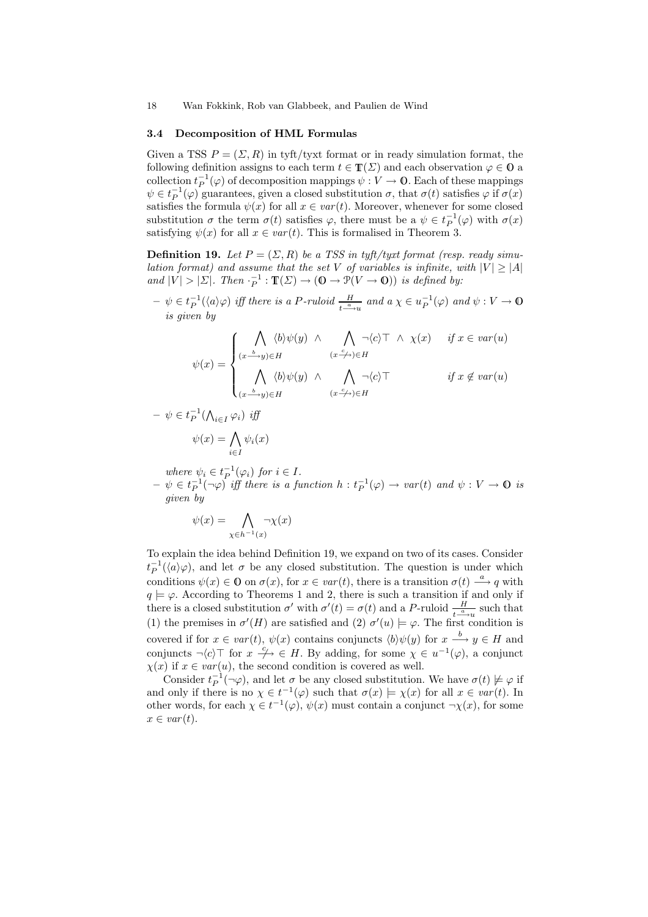### 3.4 Decomposition of HML Formulas

Given a TSS $P = (\Sigma, R)$ in tyft/tyxt format or in ready simulation format, the following definition assigns to each term $t \in \mathbb{T}(\Sigma)$ and each observation $\varphi \in \mathbb{O}$ a collection $t_P^{-1}(\varphi)$ of decomposition mappings $\psi : V \to \mathbb{O}$. Each of these mappings $\psi \in t_P^{-1}(\varphi)$ guarantees, given a closed substitution $\sigma$, that $\sigma(t)$ satisfies $\varphi$ if $\sigma(x)$ satisfies the formula $\psi(x)$ for all $x \in var(t)$. Moreover, whenever for some closed substitution $\sigma$ the term $\sigma(t)$ satisfies $\varphi$, there must be a $\psi \in t_P^{-1}(\varphi)$ with $\sigma(x)$ satisfying $\psi(x)$ for all $x \in var(t)$. This is formalised in Theorem 3.

**Definition 19.** *Let $P = (\Sigma, R)$ be a TSS in tyft/tyxt format (resp. ready simulation format) and assume that the set $V$ of variables is infinite, with $|V| \geq |A|$ and $|V| > |\Sigma|$. Then $\cdot_P^{-1} : \mathbb{T}(\Sigma) \to (\mathbb{O} \to \mathcal{P}(V \to \mathbb{O}))$ is defined by:*

- *$\psi \in t_P^{-1}(\langle a \rangle \varphi)$ iff there is a $P$-ruloid $\frac{H}{t \xrightarrow{a} u}$ and a $\chi \in u_P^{-1}(\varphi)$ and $\psi : V \to \mathbb{O}$ is given by*

$$\psi(x) = \begin{cases} \displaystyle\bigwedge_{(x \xrightarrow{b} y) \in H} \langle b \rangle \psi(y) \ \wedge \bigwedge_{(x \stackrel{c}{\nrightarrow}) \in H} \neg \langle c \rangle \top \ \wedge \ \chi(x) & \text{if } x \in var(u) \\ \displaystyle\bigwedge_{(x \xrightarrow{b} y) \in H} \langle b \rangle \psi(y) \ \wedge \bigwedge_{(x \stackrel{c}{\nrightarrow}) \in H} \neg \langle c \rangle \top & \text{if } x \notin var(u) \end{cases}$$

- *$\psi \in t_P^{-1}(\bigwedge_{i \in I} \varphi_i)$ iff*

$$\psi(x) = \bigwedge_{i \in I} \psi_i(x)$$

  *where $\psi_i \in t_P^{-1}(\varphi_i)$ for $i \in I$.*
- *$\psi \in t_P^{-1}(\neg \varphi)$ iff there is a function $h : t_P^{-1}(\varphi) \to var(t)$ and $\psi : V \to \mathbb{O}$ is given by*

$$\psi(x) = \bigwedge_{\chi \in h^{-1}(x)} \neg \chi(x)$$

To explain the idea behind Definition 19, we expand on two of its cases. Consider $t_P^{-1}(\langle a \rangle \varphi)$, and let $\sigma$ be any closed substitution. The question is under which conditions $\psi(x) \in \mathbb{O}$ on $\sigma(x)$, for $x \in var(t)$, there is a transition $\sigma(t) \xrightarrow{a} q$ with $q \models \varphi$. According to Theorems 1 and 2, there is such a transition if and only if there is a closed substitution $\sigma'$ with $\sigma'(t) = \sigma(t)$ and a $P$-ruloid $\frac{H}{t \xrightarrow{a} u}$ such that (1) the premises in $\sigma'(H)$ are satisfied and (2) $\sigma'(u) \models \varphi$. The first condition is covered if for $x \in var(t)$, $\psi(x)$ contains conjuncts $\langle b \rangle \psi(y)$ for $x \xrightarrow{b} y \in H$ and conjuncts $\neg \langle c \rangle \top$ for $x \stackrel{c}{\nrightarrow} \in H$. By adding, for some $\chi \in u^{-1}(\varphi)$, a conjunct $\chi(x)$ if $x \in var(u)$, the second condition is covered as well.

Consider $t_P^{-1}(\neg \varphi)$, and let $\sigma$ be any closed substitution. We have $\sigma(t) \not\models \varphi$ if and only if there is no $\chi \in t^{-1}(\varphi)$ such that $\sigma(x) \models \chi(x)$ for all $x \in var(t)$. In other words, for each $\chi \in t^{-1}(\varphi)$, $\psi(x)$ must contain a conjunct $\neg \chi(x)$, for some $x \in var(t)$.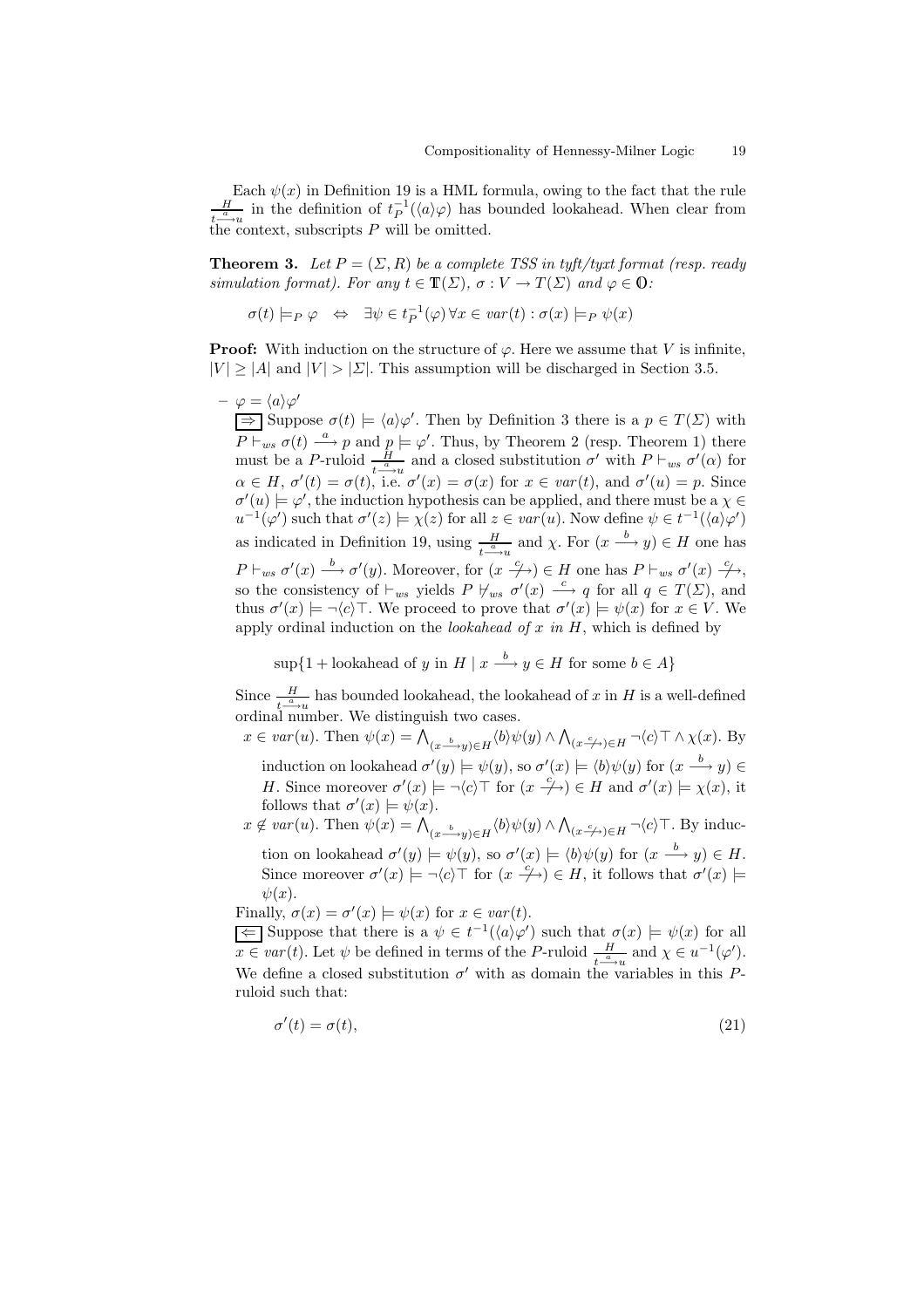Each $\psi(x)$ in Definition 19 is a HML formula, owing to the fact that the rule $\frac{H}{t \xrightarrow{a} u}$ in the definition of $t_P^{-1}(\langle a \rangle \varphi)$ has bounded lookahead. When clear from the context, subscripts $P$ will be omitted.

**Theorem 3.** *Let $P = (\Sigma, R)$ be a complete TSS in tyft/tyxt format (resp. ready simulation format). For any $t \in \mathbb{T}(\Sigma)$, $\sigma : V \to T(\Sigma)$ and $\varphi \in \mathbb{O}$:*

$$\sigma(t) \models_P \varphi \quad \Leftrightarrow \quad \exists \psi \in t_P^{-1}(\varphi)\, \forall x \in var(t) : \sigma(x) \models_P \psi(x)$$

**Proof:** With induction on the structure of $\varphi$. Here we assume that $V$ is infinite, $|V| \geq |A|$ and $|V| > |\Sigma|$. This assumption will be discharged in Section 3.5.

– $\varphi = \langle a \rangle \varphi'$

$\boxed{\Rightarrow}$ Suppose $\sigma(t) \models \langle a \rangle \varphi'$. Then by Definition 3 there is a $p \in T(\Sigma)$ with $P \vdash_{ws} \sigma(t) \xrightarrow{a} p$ and $p \models \varphi'$. Thus, by Theorem 2 (resp. Theorem 1) there must be a $P$-ruloid $\frac{H}{t \xrightarrow{a} u}$ and a closed substitution $\sigma'$ with $P \vdash_{ws} \sigma'(\alpha)$ for $\alpha \in H$, $\sigma'(t) = \sigma(t)$, i.e. $\sigma'(x) = \sigma(x)$ for $x \in var(t)$, and $\sigma'(u) = p$. Since $\sigma'(u) \models \varphi'$, the induction hypothesis can be applied, and there must be a $\chi \in u^{-1}(\varphi')$ such that $\sigma'(z) \models \chi(z)$ for all $z \in var(u)$. Now define $\psi \in t^{-1}(\langle a \rangle \varphi')$ as indicated in Definition 19, using $\frac{H}{t \xrightarrow{a} u}$ and $\chi$. For $(x \xrightarrow{b} y) \in H$ one has $P \vdash_{ws} \sigma'(x) \xrightarrow{b} \sigma'(y)$. Moreover, for $(x \stackrel{c}{\not\longrightarrow}) \in H$ one has $P \vdash_{ws} \sigma'(x) \stackrel{c}{\not\longrightarrow}$, so the consistency of $\vdash_{ws}$ yields $P \not\vdash_{ws} \sigma'(x) \xrightarrow{c} q$ for all $q \in T(\Sigma)$, and thus $\sigma'(x) \models \neg\langle c \rangle \top$. We proceed to prove that $\sigma'(x) \models \psi(x)$ for $x \in V$. We apply ordinal induction on the *lookahead of $x$ in $H$*, which is defined by

$$\sup\{1 + \text{lookahead of } y \text{ in } H \mid x \xrightarrow{b} y \in H \text{ for some } b \in A\}$$

Since $\frac{H}{t \xrightarrow{a} u}$ has bounded lookahead, the lookahead of $x$ in $H$ is a well-defined ordinal number. We distinguish two cases.

$x \in var(u)$. Then $\psi(x) = \bigwedge_{(x \xrightarrow{b} y) \in H} \langle b \rangle \psi(y) \wedge \bigwedge_{(x \stackrel{c}{\not\longrightarrow}) \in H} \neg\langle c \rangle \top \wedge \chi(x)$. By induction on lookahead $\sigma'(y) \models \psi(y)$, so $\sigma'(x) \models \langle b \rangle \psi(y)$ for $(x \xrightarrow{b} y) \in H$. Since moreover $\sigma'(x) \models \neg\langle c \rangle \top$ for $(x \stackrel{c}{\not\longrightarrow}) \in H$ and $\sigma'(x) \models \chi(x)$, it follows that $\sigma'(x) \models \psi(x)$.

$x \notin var(u)$. Then $\psi(x) = \bigwedge_{(x \xrightarrow{b} y) \in H} \langle b \rangle \psi(y) \wedge \bigwedge_{(x \stackrel{c}{\not\longrightarrow}) \in H} \neg\langle c \rangle \top$. By induction on lookahead $\sigma'(y) \models \psi(y)$, so $\sigma'(x) \models \langle b \rangle \psi(y)$ for $(x \xrightarrow{b} y) \in H$. Since moreover $\sigma'(x) \models \neg\langle c \rangle \top$ for $(x \stackrel{c}{\not\longrightarrow}) \in H$, it follows that $\sigma'(x) \models \psi(x)$.

Finally, $\sigma(x) = \sigma'(x) \models \psi(x)$ for $x \in var(t)$.

$\boxed{\Leftarrow}$ Suppose that there is a $\psi \in t^{-1}(\langle a \rangle \varphi')$ such that $\sigma(x) \models \psi(x)$ for all $x \in var(t)$. Let $\psi$ be defined in terms of the $P$-ruloid $\frac{H}{t \xrightarrow{a} u}$ and $\chi \in u^{-1}(\varphi')$. We define a closed substitution $\sigma'$ with as domain the variables in this $P$-ruloid such that:

$$\sigma'(t) = \sigma(t), \tag{21}$$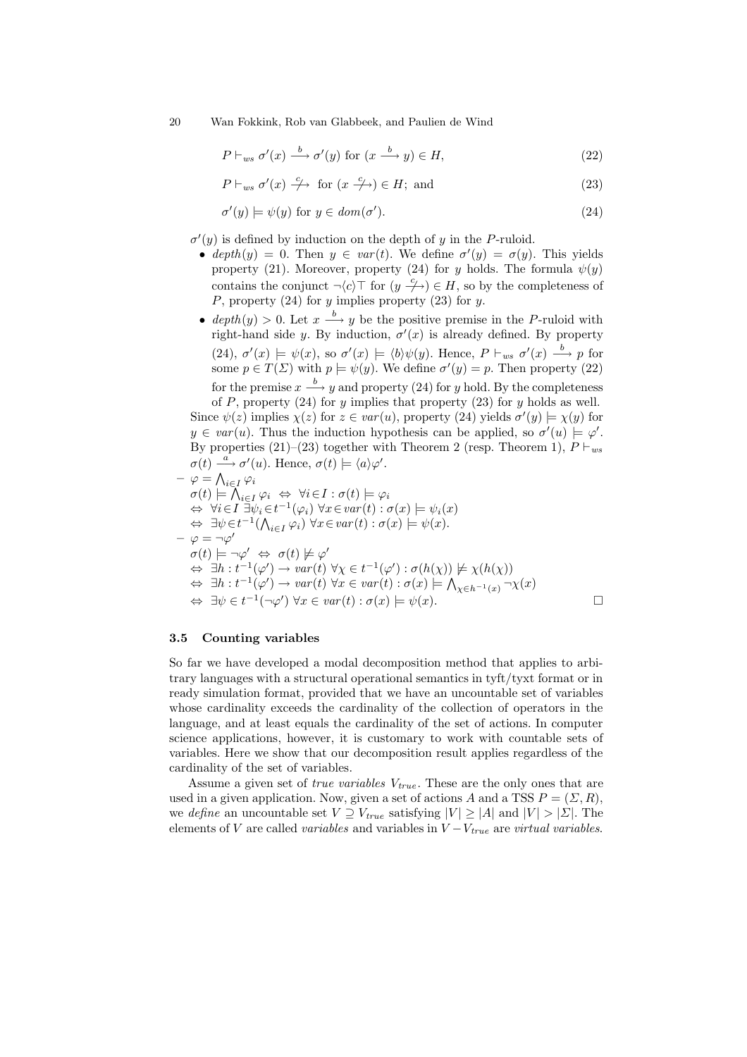$$P \vdash_{ws} \sigma'(x) \xrightarrow{b} \sigma'(y) \text{ for } (x \xrightarrow{b} y) \in H, \tag{22}$$

$$P \vdash_{ws} \sigma'(x) \stackrel{c}{\not\longrightarrow} \text{ for } (x \stackrel{c}{\not\longrightarrow}) \in H; \text{ and} \tag{23}$$

$$\sigma'(y) \models \psi(y) \text{ for } y \in dom(\sigma'). \tag{24}$$

$\sigma'(y)$ is defined by induction on the depth of $y$ in the $P$-ruloid.

- $depth(y) = 0$. Then $y \in var(t)$. We define $\sigma'(y) = \sigma(y)$. This yields property (21). Moreover, property (24) for $y$ holds. The formula $\psi(y)$ contains the conjunct $\neg\langle c\rangle\top$ for $(y \stackrel{c}{\not\longrightarrow}) \in H$, so by the completeness of $P$, property (24) for $y$ implies property (23) for $y$.
- $depth(y) > 0$. Let $x \xrightarrow{b} y$ be the positive premise in the $P$-ruloid with right-hand side $y$. By induction, $\sigma'(x)$ is already defined. By property (24), $\sigma'(x) \models \psi(x)$, so $\sigma'(x) \models \langle b\rangle\psi(y)$. Hence, $P \vdash_{ws} \sigma'(x) \xrightarrow{b} p$ for some $p \in T(\Sigma)$ with $p \models \psi(y)$. We define $\sigma'(y) = p$. Then property (22) for the premise $x \xrightarrow{b} y$ and property (24) for $y$ hold. By the completeness of $P$, property (24) for $y$ implies that property (23) for $y$ holds as well.

Since $\psi(z)$ implies $\chi(z)$ for $z \in var(u)$, property (24) yields $\sigma'(y) \models \chi(y)$ for $y \in var(u)$. Thus the induction hypothesis can be applied, so $\sigma'(u) \models \varphi'$. By properties (21)–(23) together with Theorem 2 (resp. Theorem 1), $P \vdash_{ws} \sigma(t) \xrightarrow{a} \sigma'(u)$. Hence, $\sigma(t) \models \langle a\rangle\varphi'$.

– $\varphi = \bigwedge_{i\in I} \varphi_i$
$\sigma(t) \models \bigwedge_{i\in I} \varphi_i \;\Leftrightarrow\; \forall i\in I : \sigma(t) \models \varphi_i$
$\Leftrightarrow\; \forall i\in I\ \exists\psi_i\in t^{-1}(\varphi_i)\ \forall x\in var(t) : \sigma(x) \models \psi_i(x)$
$\Leftrightarrow\; \exists\psi\in t^{-1}(\bigwedge_{i\in I} \varphi_i)\ \forall x\in var(t) : \sigma(x) \models \psi(x)$.

– $\varphi = \neg\varphi'$
$\sigma(t) \models \neg\varphi' \;\Leftrightarrow\; \sigma(t) \not\models \varphi'$
$\Leftrightarrow\; \exists h : t^{-1}(\varphi') \to var(t)\ \forall\chi \in t^{-1}(\varphi') : \sigma(h(\chi)) \not\models \chi(h(\chi))$
$\Leftrightarrow\; \exists h : t^{-1}(\varphi') \to var(t)\ \forall x \in var(t) : \sigma(x) \models \bigwedge_{\chi\in h^{-1}(x)} \neg\chi(x)$
$\Leftrightarrow\; \exists\psi \in t^{-1}(\neg\varphi')\ \forall x \in var(t) : \sigma(x) \models \psi(x)$. □

### 3.5 Counting variables

So far we have developed a modal decomposition method that applies to arbitrary languages with a structural operational semantics in tyft/tyxt format or in ready simulation format, provided that we have an uncountable set of variables whose cardinality exceeds the cardinality of the collection of operators in the language, and at least equals the cardinality of the set of actions. In computer science applications, however, it is customary to work with countable sets of variables. Here we show that our decomposition result applies regardless of the cardinality of the set of variables.

Assume a given set of *true variables* $V_{true}$. These are the only ones that are used in a given application. Now, given a set of actions $A$ and a TSS $P = (\Sigma, R)$, we *define* an uncountable set $V \supseteq V_{true}$ satisfying $|V| \geq |A|$ and $|V| > |\Sigma|$. The elements of $V$ are called *variables* and variables in $V - V_{true}$ are *virtual variables*.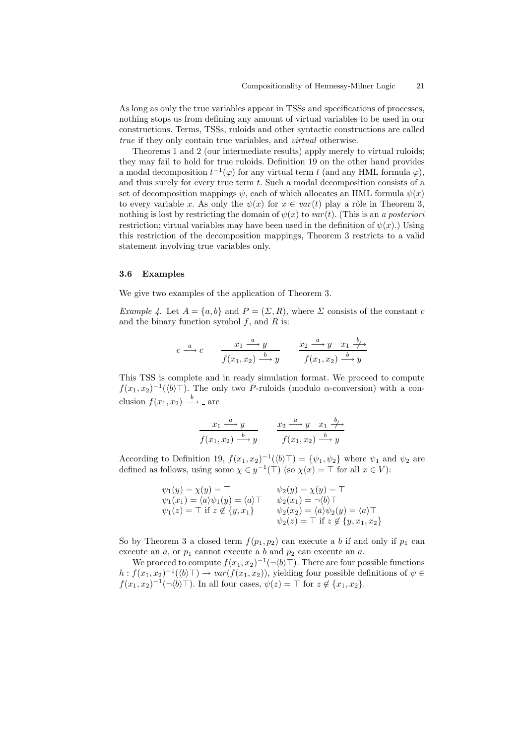As long as only the true variables appear in TSSs and specifications of processes, nothing stops us from defining any amount of virtual variables to be used in our constructions. Terms, TSSs, ruloids and other syntactic constructions are called *true* if they only contain true variables, and *virtual* otherwise.

Theorems 1 and 2 (our intermediate results) apply merely to virtual ruloids; they may fail to hold for true ruloids. Definition 19 on the other hand provides a modal decomposition $t^{-1}(\varphi)$ for any virtual term $t$ (and any HML formula $\varphi$), and thus surely for every true term $t$. Such a modal decomposition consists of a set of decomposition mappings $\psi$, each of which allocates an HML formula $\psi(x)$ to every variable $x$. As only the $\psi(x)$ for $x \in var(t)$ play a rôle in Theorem 3, nothing is lost by restricting the domain of $\psi(x)$ to $var(t)$. (This is an *a posteriori* restriction; virtual variables may have been used in the definition of $\psi(x)$.) Using this restriction of the decomposition mappings, Theorem 3 restricts to a valid statement involving true variables only.

### 3.6 Examples

We give two examples of the application of Theorem 3.

*Example 4.* Let $A = \{a, b\}$ and $P = (\Sigma, R)$, where $\Sigma$ consists of the constant $c$ and the binary function symbol $f$, and $R$ is:

$$c \xrightarrow{a} c \qquad \frac{x_1 \xrightarrow{a} y}{f(x_1, x_2) \xrightarrow{b} y} \qquad \frac{x_2 \xrightarrow{a} y \quad x_1 \stackrel{b}{\not\longrightarrow}}{f(x_1, x_2) \xrightarrow{b} y}$$

This TSS is complete and in ready simulation format. We proceed to compute $f(x_1, x_2)^{-1}(\langle b \rangle \top)$. The only two $P$-ruloids (modulo $\alpha$-conversion) with a conclusion $f(x_1, x_2) \xrightarrow{b} \_$ are

$$\frac{x_1 \xrightarrow{a} y}{f(x_1, x_2) \xrightarrow{b} y} \qquad \frac{x_2 \xrightarrow{a} y \quad x_1 \stackrel{b}{\not\longrightarrow}}{f(x_1, x_2) \xrightarrow{b} y}$$

According to Definition 19, $f(x_1, x_2)^{-1}(\langle b \rangle \top) = \{\psi_1, \psi_2\}$ where $\psi_1$ and $\psi_2$ are defined as follows, using some $\chi \in y^{-1}(\top)$ (so $\chi(x) = \top$ for all $x \in V$):

$$\begin{array}{ll}
\psi_1(y) = \chi(y) = \top & \psi_2(y) = \chi(y) = \top \\
\psi_1(x_1) = \langle a \rangle \psi_1(y) = \langle a \rangle \top & \psi_2(x_1) = \neg \langle b \rangle \top \\
\psi_1(z) = \top \text{ if } z \notin \{y, x_1\} & \psi_2(x_2) = \langle a \rangle \psi_2(y) = \langle a \rangle \top \\
 & \psi_2(z) = \top \text{ if } z \notin \{y, x_1, x_2\}
\end{array}$$

So by Theorem 3 a closed term $f(p_1, p_2)$ can execute a $b$ if and only if $p_1$ can execute an $a$, or $p_1$ cannot execute a $b$ and $p_2$ can execute an $a$.

We proceed to compute $f(x_1, x_2)^{-1}(\neg \langle b \rangle \top)$. There are four possible functions $h : f(x_1, x_2)^{-1}(\langle b \rangle \top) \to var(f(x_1, x_2))$, yielding four possible definitions of $\psi \in f(x_1, x_2)^{-1}(\neg \langle b \rangle \top)$. In all four cases, $\psi(z) = \top$ for $z \notin \{x_1, x_2\}$.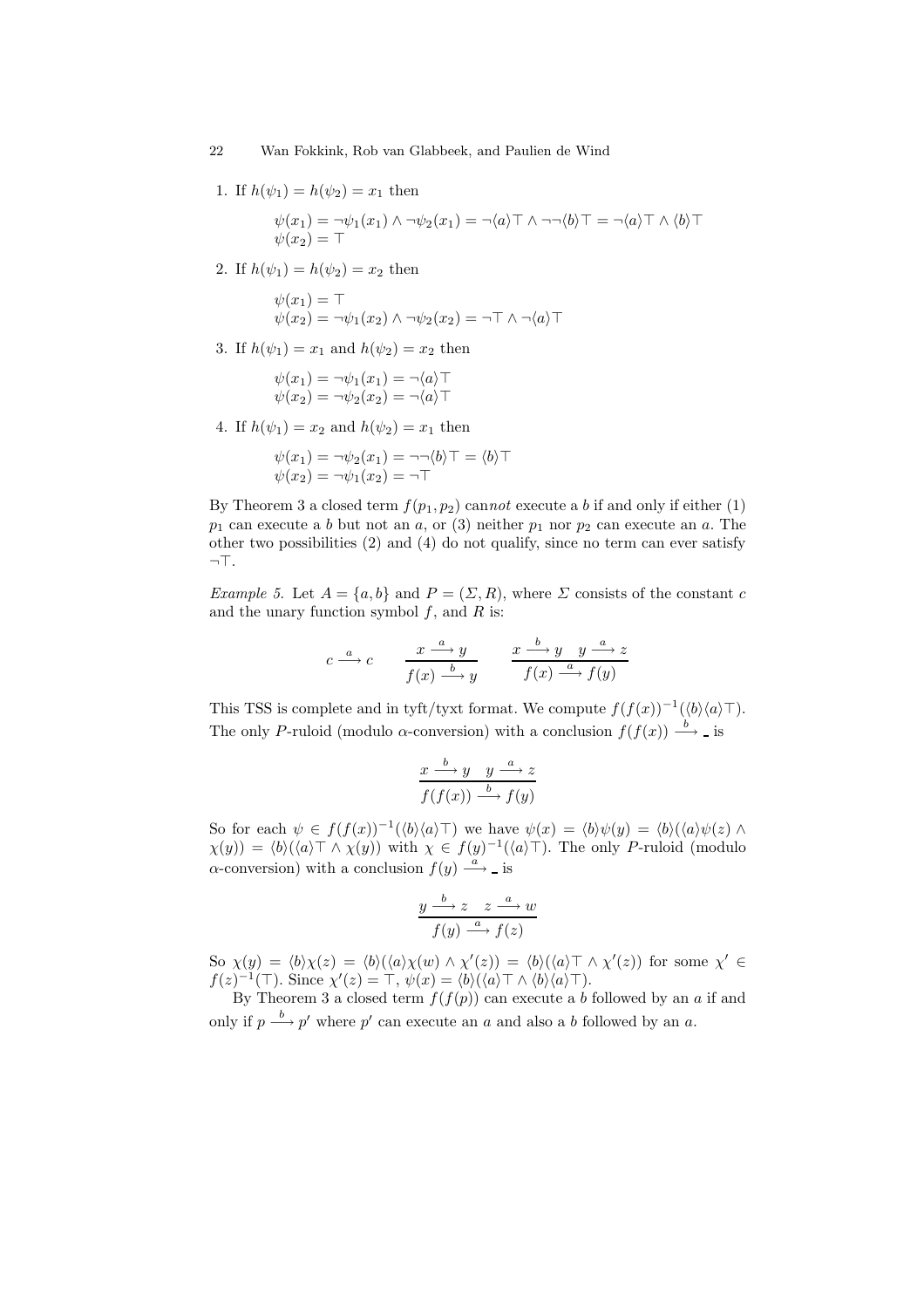1. If $h(\psi_1) = h(\psi_2) = x_1$ then

$$\psi(x_1) = \neg\psi_1(x_1) \wedge \neg\psi_2(x_1) = \neg\langle a\rangle\top \wedge \neg\neg\langle b\rangle\top = \neg\langle a\rangle\top \wedge \langle b\rangle\top$$
$$\psi(x_2) = \top$$

2. If $h(\psi_1) = h(\psi_2) = x_2$ then

$$\psi(x_1) = \top$$
$$\psi(x_2) = \neg\psi_1(x_2) \wedge \neg\psi_2(x_2) = \neg\top \wedge \neg\langle a\rangle\top$$

3. If $h(\psi_1) = x_1$ and $h(\psi_2) = x_2$ then

$$\psi(x_1) = \neg\psi_1(x_1) = \neg\langle a\rangle\top$$
$$\psi(x_2) = \neg\psi_2(x_2) = \neg\langle a\rangle\top$$

4. If $h(\psi_1) = x_2$ and $h(\psi_2) = x_1$ then

$$\psi(x_1) = \neg\psi_2(x_1) = \neg\neg\langle b\rangle\top = \langle b\rangle\top$$
$$\psi(x_2) = \neg\psi_1(x_2) = \neg\top$$

By Theorem 3 a closed term $f(p_1, p_2)$ can*not* execute a $b$ if and only if either (1) $p_1$ can execute a $b$ but not an $a$, or (3) neither $p_1$ nor $p_2$ can execute an $a$. The other two possibilities (2) and (4) do not qualify, since no term can ever satisfy $\neg\top$.

*Example 5.* Let $A = \{a, b\}$ and $P = (\Sigma, R)$, where $\Sigma$ consists of the constant $c$ and the unary function symbol $f$, and $R$ is:

$$c \xrightarrow{a} c \qquad \frac{x \xrightarrow{a} y}{f(x) \xrightarrow{b} y} \qquad \frac{x \xrightarrow{b} y \quad y \xrightarrow{a} z}{f(x) \xrightarrow{a} f(y)}$$

This TSS is complete and in tyft/tyxt format. We compute $f(f(x))^{-1}(\langle b\rangle\langle a\rangle\top)$. The only $P$-ruloid (modulo $\alpha$-conversion) with a conclusion $f(f(x)) \xrightarrow{b} \_$ is

$$\frac{x \xrightarrow{b} y \quad y \xrightarrow{a} z}{f(f(x)) \xrightarrow{b} f(y)}$$

So for each $\psi \in f(f(x))^{-1}(\langle b\rangle\langle a\rangle\top)$ we have $\psi(x) = \langle b\rangle\psi(y) = \langle b\rangle(\langle a\rangle\psi(z) \wedge \chi(y)) = \langle b\rangle(\langle a\rangle\top \wedge \chi(y))$ with $\chi \in f(y)^{-1}(\langle a\rangle\top)$. The only $P$-ruloid (modulo $\alpha$-conversion) with a conclusion $f(y) \xrightarrow{a} \_$ is

$$\frac{y \xrightarrow{b} z \quad z \xrightarrow{a} w}{f(y) \xrightarrow{a} f(z)}$$

So $\chi(y) = \langle b\rangle\chi(z) = \langle b\rangle(\langle a\rangle\chi(w) \wedge \chi'(z)) = \langle b\rangle(\langle a\rangle\top \wedge \chi'(z))$ for some $\chi' \in f(z)^{-1}(\top)$. Since $\chi'(z) = \top$, $\psi(x) = \langle b\rangle(\langle a\rangle\top \wedge \langle b\rangle\langle a\rangle\top)$.

By Theorem 3 a closed term $f(f(p))$ can execute a $b$ followed by an $a$ if and only if $p \xrightarrow{b} p'$ where $p'$ can execute an $a$ and also a $b$ followed by an $a$.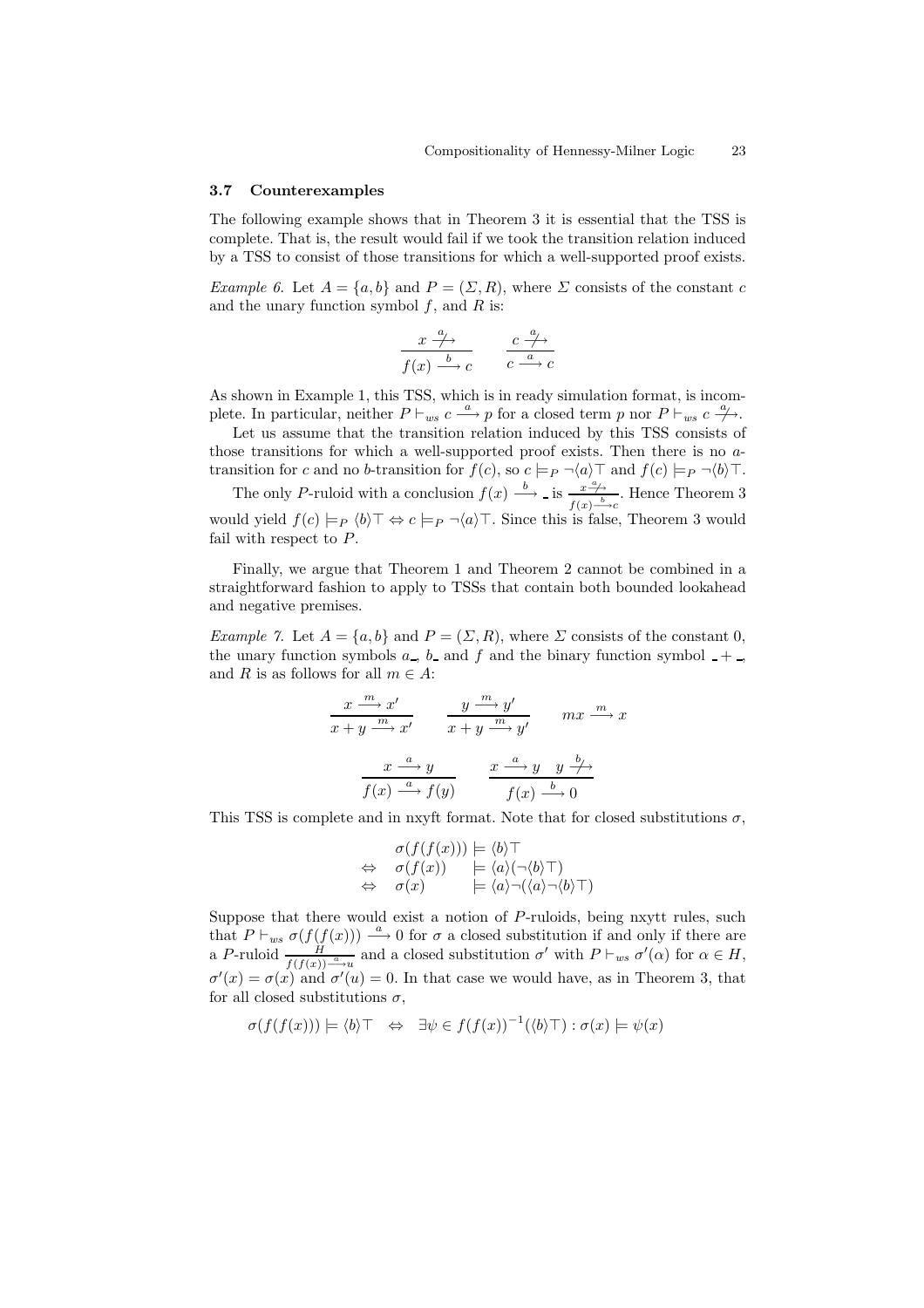### 3.7 Counterexamples

The following example shows that in Theorem 3 it is essential that the TSS is complete. That is, the result would fail if we took the transition relation induced by a TSS to consist of those transitions for which a well-supported proof exists.

*Example 6.* Let $A = \{a, b\}$ and $P = (\Sigma, R)$, where $\Sigma$ consists of the constant $c$ and the unary function symbol $f$, and $R$ is:

$$\frac{x \stackrel{a}{\not\longrightarrow}}{f(x) \stackrel{b}{\longrightarrow} c} \qquad \frac{c \stackrel{a}{\not\longrightarrow}}{c \stackrel{a}{\longrightarrow} c}$$

As shown in Example 1, this TSS, which is in ready simulation format, is incomplete. In particular, neither $P \vdash_{ws} c \stackrel{a}{\longrightarrow} p$ for a closed term $p$ nor $P \vdash_{ws} c \stackrel{a}{\not\longrightarrow}$.

Let us assume that the transition relation induced by this TSS consists of those transitions for which a well-supported proof exists. Then there is no $a$-transition for $c$ and no $b$-transition for $f(c)$, so $c \models_P \neg\langle a\rangle\top$ and $f(c) \models_P \neg\langle b\rangle\top$.

The only $P$-ruloid with a conclusion $f(x) \stackrel{b}{\longrightarrow} \_$ is $\frac{x \stackrel{a}{\not\longrightarrow}}{f(x) \stackrel{b}{\longrightarrow} c}$. Hence Theorem 3 would yield $f(c) \models_P \langle b\rangle\top \Leftrightarrow c \models_P \neg\langle a\rangle\top$. Since this is false, Theorem 3 would fail with respect to $P$.

Finally, we argue that Theorem 1 and Theorem 2 cannot be combined in a straightforward fashion to apply to TSSs that contain both bounded lookahead and negative premises.

*Example 7.* Let $A = \{a, b\}$ and $P = (\Sigma, R)$, where $\Sigma$ consists of the constant 0, the unary function symbols $a\_$, $b\_$ and $f$ and the binary function symbol $\_ + \_$, and $R$ is as follows for all $m \in A$:

$$\frac{x \stackrel{m}{\longrightarrow} x'}{x + y \stackrel{m}{\longrightarrow} x'} \qquad \frac{y \stackrel{m}{\longrightarrow} y'}{x + y \stackrel{m}{\longrightarrow} y'} \qquad mx \stackrel{m}{\longrightarrow} x$$

$$\frac{x \stackrel{a}{\longrightarrow} y}{f(x) \stackrel{a}{\longrightarrow} f(y)} \qquad \frac{x \stackrel{a}{\longrightarrow} y \quad y \stackrel{b}{\not\longrightarrow}}{f(x) \stackrel{b}{\longrightarrow} 0}$$

This TSS is complete and in nxyft format. Note that for closed substitutions $\sigma$,

$$\begin{array}{ll} & \sigma(f(f(x))) \models \langle b\rangle\top \\ \Leftrightarrow & \sigma(f(x)) \quad\;\; \models \langle a\rangle(\neg\langle b\rangle\top) \\ \Leftrightarrow & \sigma(x) \quad\quad\;\;\, \models \langle a\rangle\neg(\langle a\rangle\neg\langle b\rangle\top) \end{array}$$

Suppose that there would exist a notion of $P$-ruloids, being nxytt rules, such that $P \vdash_{ws} \sigma(f(f(x))) \stackrel{a}{\longrightarrow} 0$ for $\sigma$ a closed substitution if and only if there are a $P$-ruloid $\frac{H}{f(f(x)) \stackrel{a}{\longrightarrow} u}$ and a closed substitution $\sigma'$ with $P \vdash_{ws} \sigma'(\alpha)$ for $\alpha \in H$, $\sigma'(x) = \sigma(x)$ and $\sigma'(u) = 0$. In that case we would have, as in Theorem 3, that for all closed substitutions $\sigma$,

$$\sigma(f(f(x))) \models \langle b\rangle\top \quad \Leftrightarrow \quad \exists \psi \in f(f(x))^{-1}(\langle b\rangle\top) : \sigma(x) \models \psi(x)$$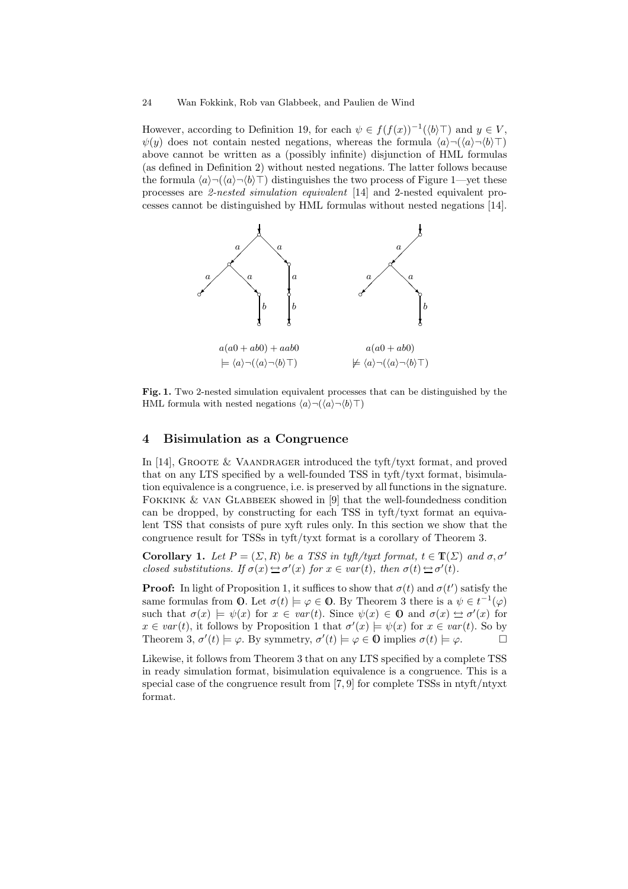However, according to Definition 19, for each $\psi \in f(f(x))^{-1}(\langle b \rangle \top)$ and $y \in V$, $\psi(y)$ does not contain nested negations, whereas the formula $\langle a \rangle \neg(\langle a \rangle \neg \langle b \rangle \top)$ above cannot be written as a (possibly infinite) disjunction of HML formulas (as defined in Definition 2) without nested negations. The latter follows because the formula $\langle a \rangle \neg(\langle a \rangle \neg \langle b \rangle \top)$ distinguishes the two process of Figure 1—yet these processes are *2-nested simulation equivalent* [14] and 2-nested equivalent processes cannot be distinguished by HML formulas without nested negations [14].

$a(a0 + ab0) + aab0$

$\models \langle a \rangle \neg(\langle a \rangle \neg \langle b \rangle \top)$

$a(a0 + ab0)$

$\not\models \langle a \rangle \neg(\langle a \rangle \neg \langle b \rangle \top)$

**Fig. 1.** Two 2-nested simulation equivalent processes that can be distinguished by the HML formula with nested negations $\langle a \rangle \neg(\langle a \rangle \neg \langle b \rangle \top)$

## 4 Bisimulation as a Congruence

In [14], Groote & Vaandrager introduced the tyft/tyxt format, and proved that on any LTS specified by a well-founded TSS in tyft/tyxt format, bisimulation equivalence is a congruence, i.e. is preserved by all functions in the signature. Fokkink & van Glabbeek showed in [9] that the well-foundedness condition can be dropped, by constructing for each TSS in tyft/tyxt format an equivalent TSS that consists of pure xyft rules only. In this section we show that the congruence result for TSSs in tyft/tyxt format is a corollary of Theorem 3.

**Corollary 1.** *Let $P = (\Sigma, R)$ be a TSS in tyft/tyxt format, $t \in \mathbb{T}(\Sigma)$ and $\sigma, \sigma'$ closed substitutions. If $\sigma(x) \leftrightarrows \sigma'(x)$ for $x \in var(t)$, then $\sigma(t) \leftrightarrows \sigma'(t)$.*

**Proof:** In light of Proposition 1, it suffices to show that $\sigma(t)$ and $\sigma(t')$ satisfy the same formulas from $\mathbb{O}$. Let $\sigma(t) \models \varphi \in \mathbb{O}$. By Theorem 3 there is a $\psi \in t^{-1}(\varphi)$ such that $\sigma(x) \models \psi(x)$ for $x \in var(t)$. Since $\psi(x) \in \mathbb{O}$ and $\sigma(x) \leftrightarrows \sigma'(x)$ for $x \in var(t)$, it follows by Proposition 1 that $\sigma'(x) \models \psi(x)$ for $x \in var(t)$. So by Theorem 3, $\sigma'(t) \models \varphi$. By symmetry, $\sigma'(t) \models \varphi \in \mathbb{O}$ implies $\sigma(t) \models \varphi$. $\square$

Likewise, it follows from Theorem 3 that on any LTS specified by a complete TSS in ready simulation format, bisimulation equivalence is a congruence. This is a special case of the congruence result from [7, 9] for complete TSSs in ntyft/ntyxt format.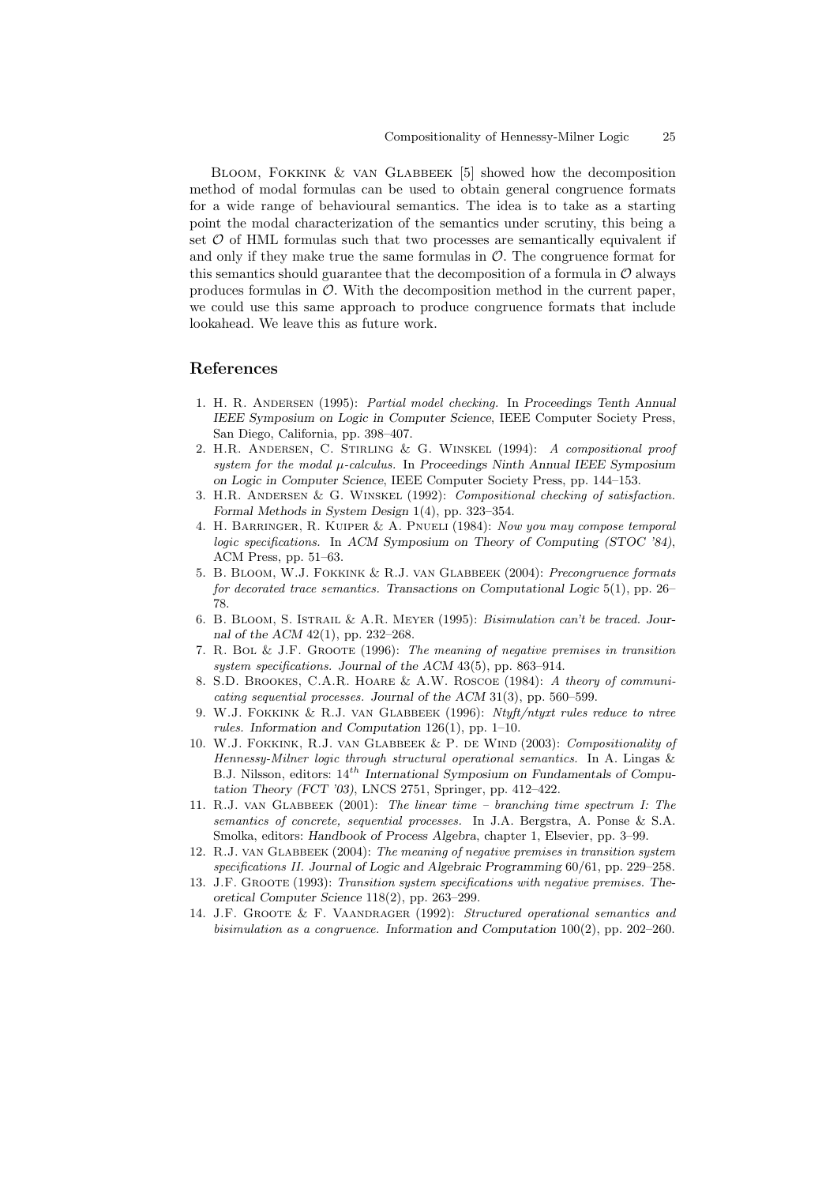Bloom, Fokkink & van Glabbeek [5] showed how the decomposition method of modal formulas can be used to obtain general congruence formats for a wide range of behavioural semantics. The idea is to take as a starting point the modal characterization of the semantics under scrutiny, this being a set $\mathcal{O}$ of HML formulas such that two processes are semantically equivalent if and only if they make true the same formulas in $\mathcal{O}$. The congruence format for this semantics should guarantee that the decomposition of a formula in $\mathcal{O}$ always produces formulas in $\mathcal{O}$. With the decomposition method in the current paper, we could use this same approach to produce congruence formats that include lookahead. We leave this as future work.

## References

1. H. R. Andersen (1995): *Partial model checking.* In Proceedings Tenth Annual IEEE Symposium on Logic in Computer Science, IEEE Computer Society Press, San Diego, California, pp. 398–407.
2. H.R. Andersen, C. Stirling & G. Winskel (1994): *A compositional proof system for the modal μ-calculus.* In Proceedings Ninth Annual IEEE Symposium on Logic in Computer Science, IEEE Computer Society Press, pp. 144–153.
3. H.R. Andersen & G. Winskel (1992): *Compositional checking of satisfaction.* Formal Methods in System Design 1(4), pp. 323–354.
4. H. Barringer, R. Kuiper & A. Pnueli (1984): *Now you may compose temporal logic specifications.* In ACM Symposium on Theory of Computing (STOC '84), ACM Press, pp. 51–63.
5. B. Bloom, W.J. Fokkink & R.J. van Glabbeek (2004): *Precongruence formats for decorated trace semantics.* Transactions on Computational Logic 5(1), pp. 26–78.
6. B. Bloom, S. Istrail & A.R. Meyer (1995): *Bisimulation can't be traced.* Journal of the ACM 42(1), pp. 232–268.
7. R. Bol & J.F. Groote (1996): *The meaning of negative premises in transition system specifications.* Journal of the ACM 43(5), pp. 863–914.
8. S.D. Brookes, C.A.R. Hoare & A.W. Roscoe (1984): *A theory of communicating sequential processes.* Journal of the ACM 31(3), pp. 560–599.
9. W.J. Fokkink & R.J. van Glabbeek (1996): *Ntyft/ntyxt rules reduce to ntree rules.* Information and Computation 126(1), pp. 1–10.
10. W.J. Fokkink, R.J. van Glabbeek & P. de Wind (2003): *Compositionality of Hennessy-Milner logic through structural operational semantics.* In A. Lingas & B.J. Nilsson, editors: $14^{th}$ International Symposium on Fundamentals of Computation Theory (FCT '03), LNCS 2751, Springer, pp. 412–422.
11. R.J. van Glabbeek (2001): *The linear time – branching time spectrum I: The semantics of concrete, sequential processes.* In J.A. Bergstra, A. Ponse & S.A. Smolka, editors: Handbook of Process Algebra, chapter 1, Elsevier, pp. 3–99.
12. R.J. van Glabbeek (2004): *The meaning of negative premises in transition system specifications II.* Journal of Logic and Algebraic Programming 60/61, pp. 229–258.
13. J.F. Groote (1993): *Transition system specifications with negative premises.* Theoretical Computer Science 118(2), pp. 263–299.
14. J.F. Groote & F. Vaandrager (1992): *Structured operational semantics and bisimulation as a congruence.* Information and Computation 100(2), pp. 202–260.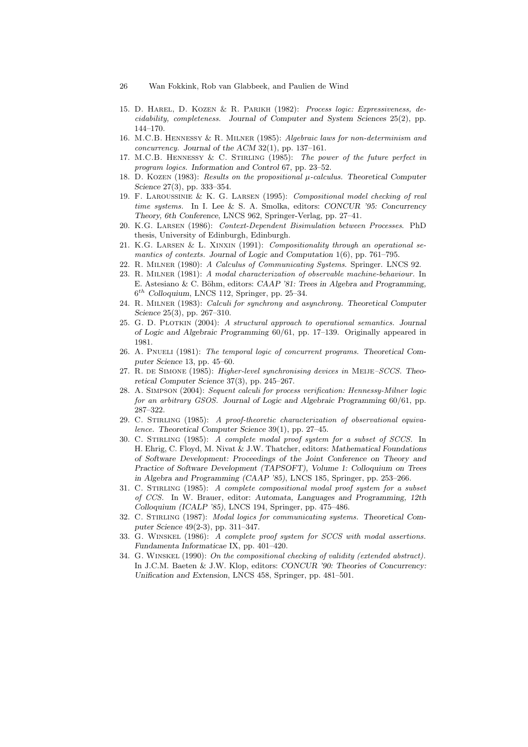15. D. Harel, D. Kozen & R. Parikh (1982): *Process logic: Expressiveness, decidability, completeness.* Journal of Computer and System Sciences 25(2), pp. 144–170.
16. M.C.B. Hennessy & R. Milner (1985): *Algebraic laws for non-determinism and concurrency.* Journal of the ACM 32(1), pp. 137–161.
17. M.C.B. Hennessy & C. Stirling (1985): *The power of the future perfect in program logics.* Information and Control 67, pp. 23–52.
18. D. Kozen (1983): *Results on the propositional $\mu$-calculus.* Theoretical Computer Science 27(3), pp. 333–354.
19. F. Laroussinie & K. G. Larsen (1995): *Compositional model checking of real time systems.* In I. Lee & S. A. Smolka, editors: *CONCUR '95: Concurrency Theory, 6th Conference*, LNCS 962, Springer-Verlag, pp. 27–41.
20. K.G. Larsen (1986): *Context-Dependent Bisimulation between Processes*. PhD thesis, University of Edinburgh, Edinburgh.
21. K.G. Larsen & L. Xinxin (1991): *Compositionality through an operational semantics of contexts.* Journal of Logic and Computation 1(6), pp. 761–795.
22. R. Milner (1980): *A Calculus of Communicating Systems*. Springer. LNCS 92.
23. R. Milner (1981): *A modal characterization of observable machine-behaviour.* In E. Astesiano & C. Böhm, editors: *CAAP '81: Trees in Algebra and Programming, $6^{th}$ Colloquium*, LNCS 112, Springer, pp. 25–34.
24. R. Milner (1983): *Calculi for synchrony and asynchrony.* Theoretical Computer Science 25(3), pp. 267–310.
25. G. D. Plotkin (2004): *A structural approach to operational semantics.* Journal of Logic and Algebraic Programming 60/61, pp. 17–139. Originally appeared in 1981.
26. A. Pnueli (1981): *The temporal logic of concurrent programs.* Theoretical Computer Science 13, pp. 45–60.
27. R. de Simone (1985): *Higher-level synchronising devices in* Meije–*SCCS.* Theoretical Computer Science 37(3), pp. 245–267.
28. A. Simpson (2004): *Sequent calculi for process verification: Hennessy-Milner logic for an arbitrary GSOS.* Journal of Logic and Algebraic Programming 60/61, pp. 287–322.
29. C. Stirling (1985): *A proof-theoretic characterization of observational equivalence.* Theoretical Computer Science 39(1), pp. 27–45.
30. C. Stirling (1985): *A complete modal proof system for a subset of SCCS.* In H. Ehrig, C. Floyd, M. Nivat & J.W. Thatcher, editors: *Mathematical Foundations of Software Development: Proceedings of the Joint Conference on Theory and Practice of Software Development (TAPSOFT), Volume 1: Colloquium on Trees in Algebra and Programming (CAAP '85)*, LNCS 185, Springer, pp. 253–266.
31. C. Stirling (1985): *A complete compositional modal proof system for a subset of CCS.* In W. Brauer, editor: *Automata, Languages and Programming, 12th Colloquium (ICALP '85)*, LNCS 194, Springer, pp. 475–486.
32. C. Stirling (1987): *Modal logics for communicating systems.* Theoretical Computer Science 49(2-3), pp. 311–347.
33. G. Winskel (1986): *A complete proof system for SCCS with modal assertions.* Fundamenta Informaticae IX, pp. 401–420.
34. G. Winskel (1990): *On the compositional checking of validity (extended abstract).* In J.C.M. Baeten & J.W. Klop, editors: *CONCUR '90: Theories of Concurrency: Unification and Extension*, LNCS 458, Springer, pp. 481–501.